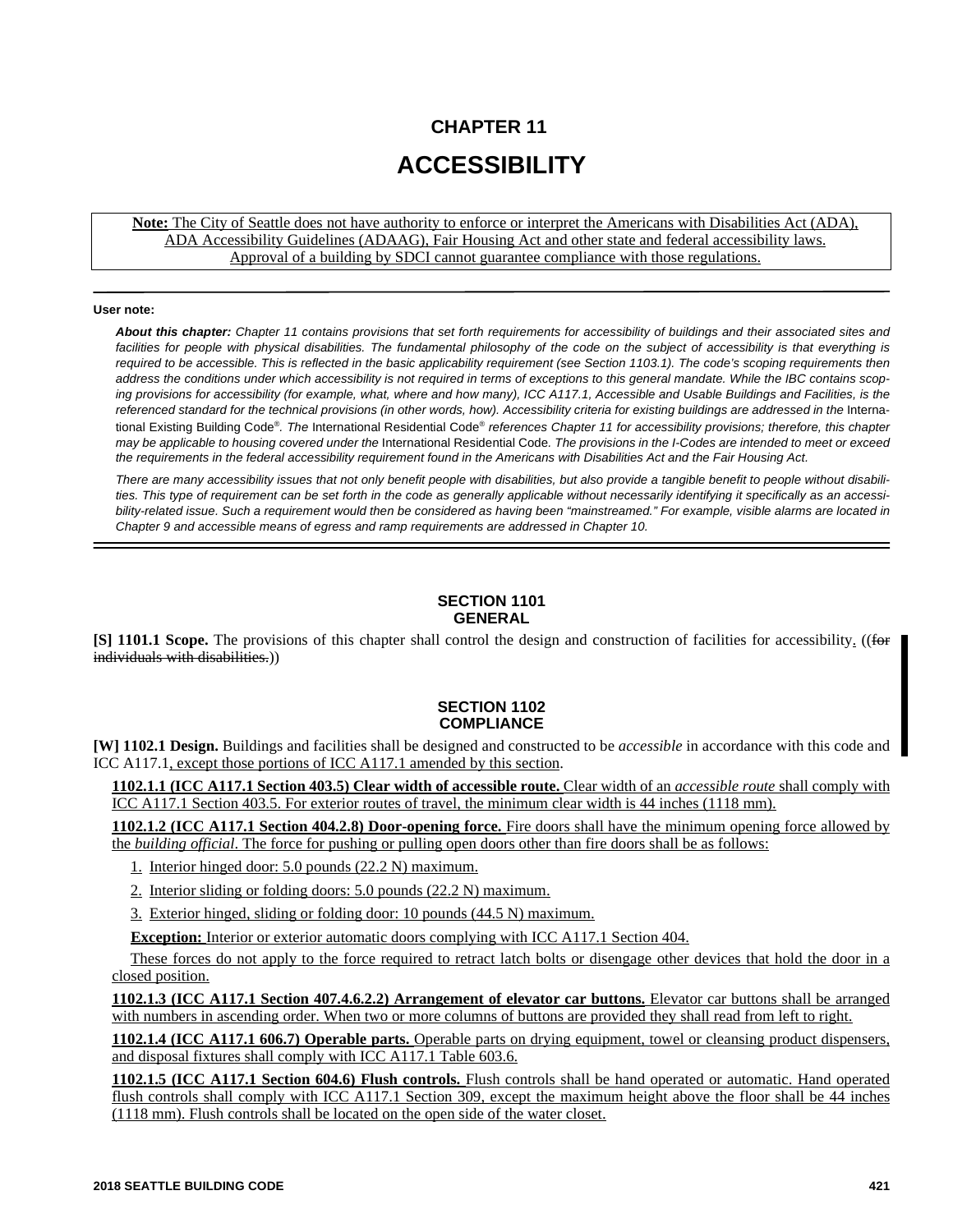# CHAPTER 11

# ACCESSIBILITY

**Note:** The City of Seattle does not have authority to enforce or interpret the Americans with Disabilities Act (ADA), ADA Accessibility Guidelines (ADAAG), Fair Housing Act and other state and federal accessibility laws. Approval of a building by SDCI cannot guarantee compliance with those regulations.

---

**User note:**

***About this chapter:*** *Chapter 11 contains provisions that set forth requirements for accessibility of buildings and their associated sites and facilities for people with physical disabilities. The fundamental philosophy of the code on the subject of accessibility is that everything is required to be accessible. This is reflected in the basic applicability requirement (see Section 1103.1). The code's scoping requirements then address the conditions under which accessibility is not required in terms of exceptions to this general mandate. While the IBC contains scoping provisions for accessibility (for example, what, where and how many), ICC A117.1, Accessible and Usable Buildings and Facilities, is the referenced standard for the technical provisions (in other words, how). Accessibility criteria for existing buildings are addressed in the* International Existing Building Code®. *The* International Residential Code® *references Chapter 11 for accessibility provisions; therefore, this chapter may be applicable to housing covered under the* International Residential Code. *The provisions in the I-Codes are intended to meet or exceed the requirements in the federal accessibility requirement found in the Americans with Disabilities Act and the Fair Housing Act.*

*There are many accessibility issues that not only benefit people with disabilities, but also provide a tangible benefit to people without disabilities. This type of requirement can be set forth in the code as generally applicable without necessarily identifying it specifically as an accessibility-related issue. Such a requirement would then be considered as having been "mainstreamed." For example, visible alarms are located in Chapter 9 and accessible means of egress and ramp requirements are addressed in Chapter 10.*

---

## SECTION 1101 GENERAL

**[S] 1101.1 Scope.** The provisions of this chapter shall control the design and construction of facilities for accessibility. ((~~for individuals with disabilities.~~))

## SECTION 1102 COMPLIANCE

**[W] 1102.1 Design.** Buildings and facilities shall be designed and constructed to be *accessible* in accordance with this code and ICC A117.1, except those portions of ICC A117.1 amended by this section.

**1102.1.1 (ICC A117.1 Section 403.5) Clear width of accessible route.** Clear width of an *accessible route* shall comply with ICC A117.1 Section 403.5. For exterior routes of travel, the minimum clear width is 44 inches (1118 mm).

**1102.1.2 (ICC A117.1 Section 404.2.8) Door-opening force.** Fire doors shall have the minimum opening force allowed by the *building official*. The force for pushing or pulling open doors other than fire doors shall be as follows:

1. Interior hinged door: 5.0 pounds (22.2 N) maximum.
2. Interior sliding or folding doors: 5.0 pounds (22.2 N) maximum.
3. Exterior hinged, sliding or folding door: 10 pounds (44.5 N) maximum.

**Exception:** Interior or exterior automatic doors complying with ICC A117.1 Section 404.

These forces do not apply to the force required to retract latch bolts or disengage other devices that hold the door in a closed position.

**1102.1.3 (ICC A117.1 Section 407.4.6.2.2) Arrangement of elevator car buttons.** Elevator car buttons shall be arranged with numbers in ascending order. When two or more columns of buttons are provided they shall read from left to right.

**1102.1.4 (ICC A117.1 606.7) Operable parts.** Operable parts on drying equipment, towel or cleansing product dispensers, and disposal fixtures shall comply with ICC A117.1 Table 603.6.

**1102.1.5 (ICC A117.1 Section 604.6) Flush controls.** Flush controls shall be hand operated or automatic. Hand operated flush controls shall comply with ICC A117.1 Section 309, except the maximum height above the floor shall be 44 inches (1118 mm). Flush controls shall be located on the open side of the water closet.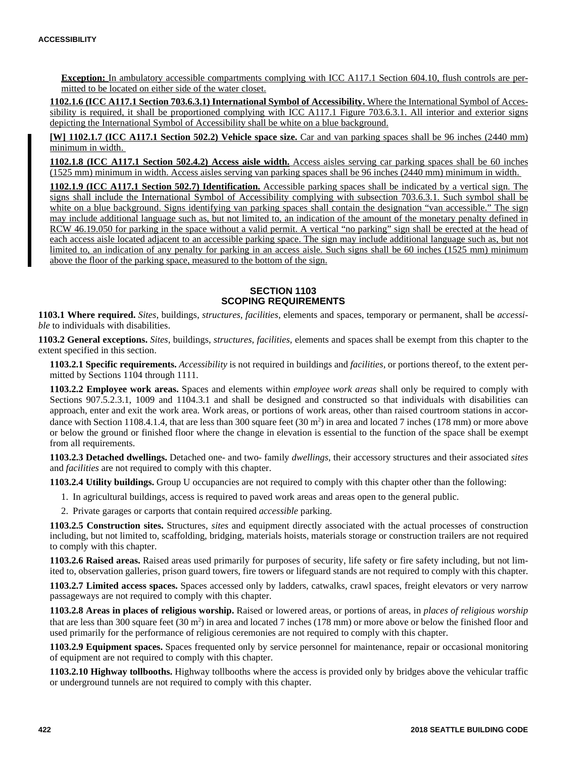**Exception:** In ambulatory accessible compartments complying with ICC A117.1 Section 604.10, flush controls are permitted to be located on either side of the water closet.

**1102.1.6 (ICC A117.1 Section 703.6.3.1) International Symbol of Accessibility.** Where the International Symbol of Accessibility is required, it shall be proportioned complying with ICC A117.1 Figure 703.6.3.1. All interior and exterior signs depicting the International Symbol of Accessibility shall be white on a blue background.

**[W] 1102.1.7 (ICC A117.1 Section 502.2) Vehicle space size.** Car and van parking spaces shall be 96 inches (2440 mm) minimum in width.

**1102.1.8 (ICC A117.1 Section 502.4.2) Access aisle width.** Access aisles serving car parking spaces shall be 60 inches (1525 mm) minimum in width. Access aisles serving van parking spaces shall be 96 inches (2440 mm) minimum in width.

**1102.1.9 (ICC A117.1 Section 502.7) Identification.** Accessible parking spaces shall be indicated by a vertical sign. The signs shall include the International Symbol of Accessibility complying with subsection 703.6.3.1. Such symbol shall be white on a blue background. Signs identifying van parking spaces shall contain the designation "van accessible." The sign may include additional language such as, but not limited to, an indication of the amount of the monetary penalty defined in RCW 46.19.050 for parking in the space without a valid permit. A vertical "no parking" sign shall be erected at the head of each access aisle located adjacent to an accessible parking space. The sign may include additional language such as, but not limited to, an indication of any penalty for parking in an access aisle. Such signs shall be 60 inches (1525 mm) minimum above the floor of the parking space, measured to the bottom of the sign.

## SECTION 1103
## SCOPING REQUIREMENTS

**1103.1 Where required.** *Sites*, buildings, *structures*, *facilities*, elements and spaces, temporary or permanent, shall be *accessible* to individuals with disabilities.

**1103.2 General exceptions.** *Sites*, buildings, *structures*, *facilities*, elements and spaces shall be exempt from this chapter to the extent specified in this section.

**1103.2.1 Specific requirements.** *Accessibility* is not required in buildings and *facilities*, or portions thereof, to the extent permitted by Sections 1104 through 1111.

**1103.2.2 Employee work areas.** Spaces and elements within *employee work areas* shall only be required to comply with Sections 907.5.2.3.1, 1009 and 1104.3.1 and shall be designed and constructed so that individuals with disabilities can approach, enter and exit the work area. Work areas, or portions of work areas, other than raised courtroom stations in accordance with Section 1108.4.1.4, that are less than 300 square feet (30 $m^2$) in area and located 7 inches (178 mm) or more above or below the ground or finished floor where the change in elevation is essential to the function of the space shall be exempt from all requirements.

**1103.2.3 Detached dwellings.** Detached one- and two- family *dwellings*, their accessory structures and their associated *sites* and *facilities* are not required to comply with this chapter.

**1103.2.4 Utility buildings.** Group U occupancies are not required to comply with this chapter other than the following:

1. In agricultural buildings, access is required to paved work areas and areas open to the general public.
2. Private garages or carports that contain required *accessible* parking.

**1103.2.5 Construction sites.** Structures, *sites* and equipment directly associated with the actual processes of construction including, but not limited to, scaffolding, bridging, materials hoists, materials storage or construction trailers are not required to comply with this chapter.

**1103.2.6 Raised areas.** Raised areas used primarily for purposes of security, life safety or fire safety including, but not limited to, observation galleries, prison guard towers, fire towers or lifeguard stands are not required to comply with this chapter.

**1103.2.7 Limited access spaces.** Spaces accessed only by ladders, catwalks, crawl spaces, freight elevators or very narrow passageways are not required to comply with this chapter.

**1103.2.8 Areas in places of religious worship.** Raised or lowered areas, or portions of areas, in *places of religious worship* that are less than 300 square feet (30 $m^2$) in area and located 7 inches (178 mm) or more above or below the finished floor and used primarily for the performance of religious ceremonies are not required to comply with this chapter.

**1103.2.9 Equipment spaces.** Spaces frequented only by service personnel for maintenance, repair or occasional monitoring of equipment are not required to comply with this chapter.

**1103.2.10 Highway tollbooths.** Highway tollbooths where the access is provided only by bridges above the vehicular traffic or underground tunnels are not required to comply with this chapter.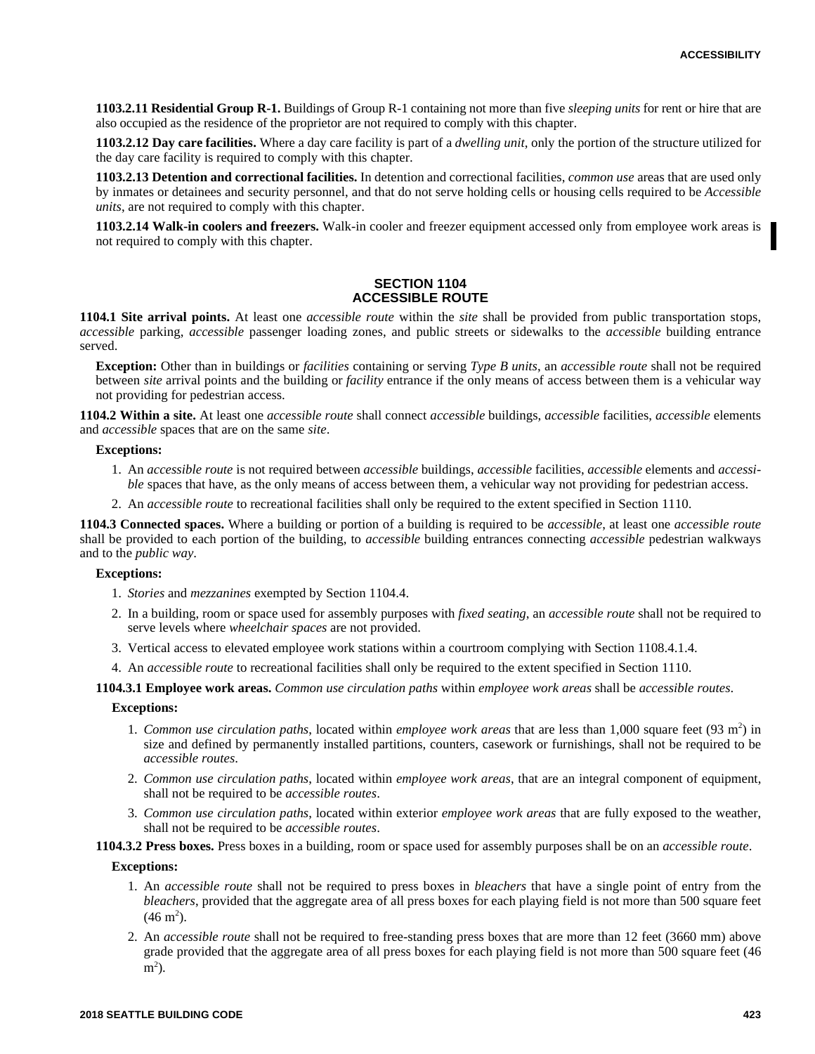**1103.2.11 Residential Group R-1.** Buildings of Group R-1 containing not more than five *sleeping units* for rent or hire that are also occupied as the residence of the proprietor are not required to comply with this chapter.

**1103.2.12 Day care facilities.** Where a day care facility is part of a *dwelling unit*, only the portion of the structure utilized for the day care facility is required to comply with this chapter.

**1103.2.13 Detention and correctional facilities.** In detention and correctional facilities, *common use* areas that are used only by inmates or detainees and security personnel, and that do not serve holding cells or housing cells required to be *Accessible units*, are not required to comply with this chapter.

**1103.2.14 Walk-in coolers and freezers.** Walk-in cooler and freezer equipment accessed only from employee work areas is not required to comply with this chapter.

## SECTION 1104
## ACCESSIBLE ROUTE

**1104.1 Site arrival points.** At least one *accessible route* within the *site* shall be provided from public transportation stops, *accessible* parking, *accessible* passenger loading zones, and public streets or sidewalks to the *accessible* building entrance served.

**Exception:** Other than in buildings or *facilities* containing or serving *Type B units*, an *accessible route* shall not be required between *site* arrival points and the building or *facility* entrance if the only means of access between them is a vehicular way not providing for pedestrian access.

**1104.2 Within a site.** At least one *accessible route* shall connect *accessible* buildings, *accessible* facilities, *accessible* elements and *accessible* spaces that are on the same *site*.

**Exceptions:**

1. An *accessible route* is not required between *accessible* buildings, *accessible* facilities, *accessible* elements and *accessible* spaces that have, as the only means of access between them, a vehicular way not providing for pedestrian access.
2. An *accessible route* to recreational facilities shall only be required to the extent specified in Section 1110.

**1104.3 Connected spaces.** Where a building or portion of a building is required to be *accessible*, at least one *accessible route* shall be provided to each portion of the building, to *accessible* building entrances connecting *accessible* pedestrian walkways and to the *public way*.

**Exceptions:**

1. *Stories* and *mezzanines* exempted by Section 1104.4.
2. In a building, room or space used for assembly purposes with *fixed seating*, an *accessible route* shall not be required to serve levels where *wheelchair spaces* are not provided.
3. Vertical access to elevated employee work stations within a courtroom complying with Section 1108.4.1.4.
4. An *accessible route* to recreational facilities shall only be required to the extent specified in Section 1110.

**1104.3.1 Employee work areas.** *Common use circulation paths* within *employee work areas* shall be *accessible routes*.

**Exceptions:**

1. *Common use circulation paths*, located within *employee work areas* that are less than 1,000 square feet (93 $m^2$) in size and defined by permanently installed partitions, counters, casework or furnishings, shall not be required to be *accessible routes*.
2. *Common use circulation paths*, located within *employee work areas*, that are an integral component of equipment, shall not be required to be *accessible routes*.
3. *Common use circulation paths*, located within exterior *employee work areas* that are fully exposed to the weather, shall not be required to be *accessible routes*.

**1104.3.2 Press boxes.** Press boxes in a building, room or space used for assembly purposes shall be on an *accessible route*.

**Exceptions:**

1. An *accessible route* shall not be required to press boxes in *bleachers* that have a single point of entry from the *bleachers*, provided that the aggregate area of all press boxes for each playing field is not more than 500 square feet (46 $m^2$).
2. An *accessible route* shall not be required to free-standing press boxes that are more than 12 feet (3660 mm) above grade provided that the aggregate area of all press boxes for each playing field is not more than 500 square feet (46 $m^2$).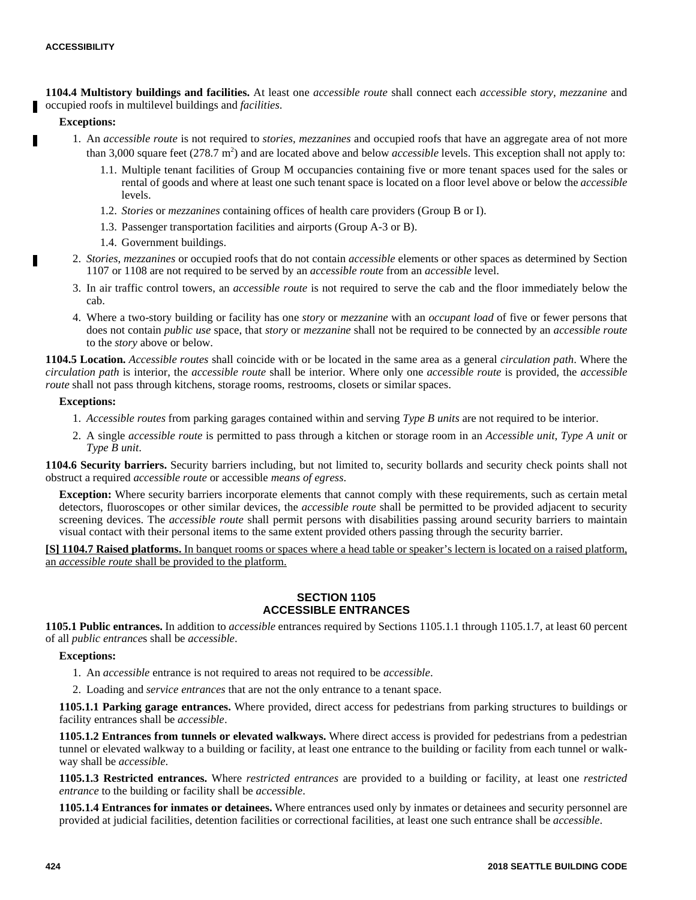**1104.4 Multistory buildings and facilities.** At least one *accessible route* shall connect each *accessible story, mezzanine* and occupied roofs in multilevel buildings and *facilities.*

**Exceptions:**

1. An *accessible route* is not required to *stories, mezzanines* and occupied roofs that have an aggregate area of not more than 3,000 square feet (278.7 $m^2$) and are located above and below *accessible* levels. This exception shall not apply to:
   - 1.1. Multiple tenant facilities of Group M occupancies containing five or more tenant spaces used for the sales or rental of goods and where at least one such tenant space is located on a floor level above or below the *accessible* levels.
   - 1.2. *Stories* or *mezzanines* containing offices of health care providers (Group B or I).
   - 1.3. Passenger transportation facilities and airports (Group A-3 or B).
   - 1.4. Government buildings.
2. *Stories, mezzanines* or occupied roofs that do not contain *accessible* elements or other spaces as determined by Section 1107 or 1108 are not required to be served by an *accessible route* from an *accessible* level.
3. In air traffic control towers, an *accessible route* is not required to serve the cab and the floor immediately below the cab.
4. Where a two-story building or facility has one *story* or *mezzanine* with an *occupant load* of five or fewer persons that does not contain *public use* space, that *story* or *mezzanine* shall not be required to be connected by an *accessible route* to the *story* above or below.

**1104.5 Location.** *Accessible routes* shall coincide with or be located in the same area as a general *circulation path*. Where the *circulation path* is interior, the *accessible route* shall be interior. Where only one *accessible route* is provided, the *accessible route* shall not pass through kitchens, storage rooms, restrooms, closets or similar spaces.

**Exceptions:**

1. *Accessible routes* from parking garages contained within and serving *Type B units* are not required to be interior.
2. A single *accessible route* is permitted to pass through a kitchen or storage room in an *Accessible unit, Type A unit* or *Type B unit*.

**1104.6 Security barriers.** Security barriers including, but not limited to, security bollards and security check points shall not obstruct a required *accessible route* or accessible *means of egress*.

**Exception:** Where security barriers incorporate elements that cannot comply with these requirements, such as certain metal detectors, fluoroscopes or other similar devices, the *accessible route* shall be permitted to be provided adjacent to security screening devices. The *accessible route* shall permit persons with disabilities passing around security barriers to maintain visual contact with their personal items to the same extent provided others passing through the security barrier.

**[S] 1104.7 Raised platforms.** In banquet rooms or spaces where a head table or speaker's lectern is located on a raised platform, an *accessible route* shall be provided to the platform.

## SECTION 1105
## ACCESSIBLE ENTRANCES

**1105.1 Public entrances.** In addition to *accessible* entrances required by Sections 1105.1.1 through 1105.1.7, at least 60 percent of all *public entrance*s shall be *accessible*.

**Exceptions:**

1. An *accessible* entrance is not required to areas not required to be *accessible*.
2. Loading and *service entrances* that are not the only entrance to a tenant space.

**1105.1.1 Parking garage entrances.** Where provided, direct access for pedestrians from parking structures to buildings or facility entrances shall be *accessible*.

**1105.1.2 Entrances from tunnels or elevated walkways.** Where direct access is provided for pedestrians from a pedestrian tunnel or elevated walkway to a building or facility, at least one entrance to the building or facility from each tunnel or walkway shall be *accessible*.

**1105.1.3 Restricted entrances.** Where *restricted entrances* are provided to a building or facility, at least one *restricted entrance* to the building or facility shall be *accessible*.

**1105.1.4 Entrances for inmates or detainees.** Where entrances used only by inmates or detainees and security personnel are provided at judicial facilities, detention facilities or correctional facilities, at least one such entrance shall be *accessible*.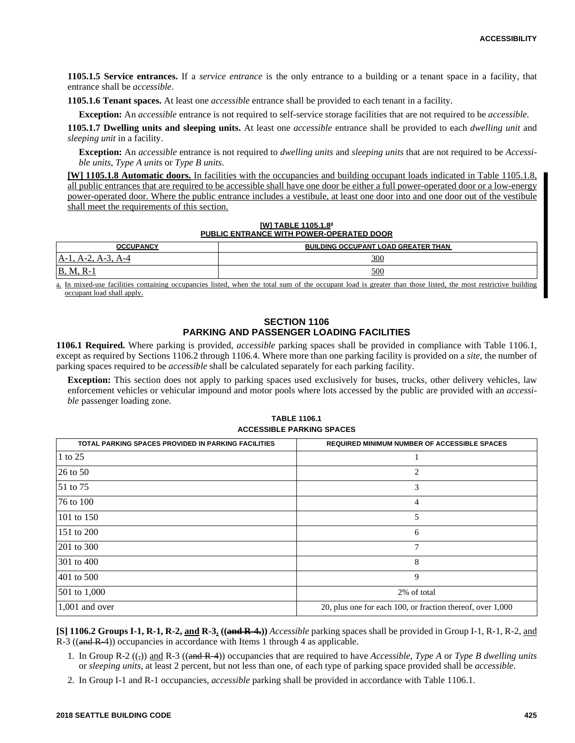**1105.1.5 Service entrances.** If a *service entrance* is the only entrance to a building or a tenant space in a facility, that entrance shall be *accessible*.

**1105.1.6 Tenant spaces.** At least one *accessible* entrance shall be provided to each tenant in a facility.

**Exception:** An *accessible* entrance is not required to self-service storage facilities that are not required to be *accessible.*

**1105.1.7 Dwelling units and sleeping units.** At least one *accessible* entrance shall be provided to each *dwelling unit* and *sleeping unit* in a facility.

**Exception:** An *accessible* entrance is not required to *dwelling units* and *sleeping units* that are not required to be *Accessible units*, *Type A units* or *Type B units*.

**[W] 1105.1.8 Automatic doors.** In facilities with the occupancies and building occupant loads indicated in Table 1105.1.8, all public entrances that are required to be accessible shall have one door be either a full power-operated door or a low-energy power-operated door. Where the public entrance includes a vestibule, at least one door into and one door out of the vestibule shall meet the requirements of this section.

**[W] TABLE 1105.1.8[a]**
**PUBLIC ENTRANCE WITH POWER-OPERATED DOOR**

| OCCUPANCY | BUILDING OCCUPANT LOAD GREATER THAN |
|---|---|
| A-1, A-2, A-3, A-4 | 300 |
| B, M, R-1 | 500 |

a. In mixed-use facilities containing occupancies listed, when the total sum of the occupant load is greater than those listed, the most restrictive building occupant load shall apply.

## SECTION 1106
## PARKING AND PASSENGER LOADING FACILITIES

**1106.1 Required.** Where parking is provided, *accessible* parking spaces shall be provided in compliance with Table 1106.1, except as required by Sections 1106.2 through 1106.4. Where more than one parking facility is provided on a *site*, the number of parking spaces required to be *accessible* shall be calculated separately for each parking facility.

**Exception:** This section does not apply to parking spaces used exclusively for buses, trucks, other delivery vehicles, law enforcement vehicles or vehicular impound and motor pools where lots accessed by the public are provided with an *accessible* passenger loading zone.

**TABLE 1106.1**
**ACCESSIBLE PARKING SPACES**

| TOTAL PARKING SPACES PROVIDED IN PARKING FACILITIES | REQUIRED MINIMUM NUMBER OF ACCESSIBLE SPACES |
|---|---|
| 1 to 25 | 1 |
| 26 to 50 | 2 |
| 51 to 75 | 3 |
| 76 to 100 | 4 |
| 101 to 150 | 5 |
| 151 to 200 | 6 |
| 201 to 300 | 7 |
| 301 to 400 | 8 |
| 401 to 500 | 9 |
| 501 to 1,000 | 2% of total |
| 1,001 and over | 20, plus one for each 100, or fraction thereof, over 1,000 |

**[S] 1106.2 Groups I-1, R-1, R-2, and R-3. ((and R-4.))** *Accessible* parking spaces shall be provided in Group I-1, R-1, R-2, and R-3 ((and R-4)) occupancies in accordance with Items 1 through 4 as applicable.

1. In Group R-2 ((,)) and R-3 ((and R-4)) occupancies that are required to have *Accessible*, *Type A* or *Type B dwelling units* or *sleeping units*, at least 2 percent, but not less than one, of each type of parking space provided shall be *accessible*.
2. In Group I-1 and R-1 occupancies, *accessible* parking shall be provided in accordance with Table 1106.1.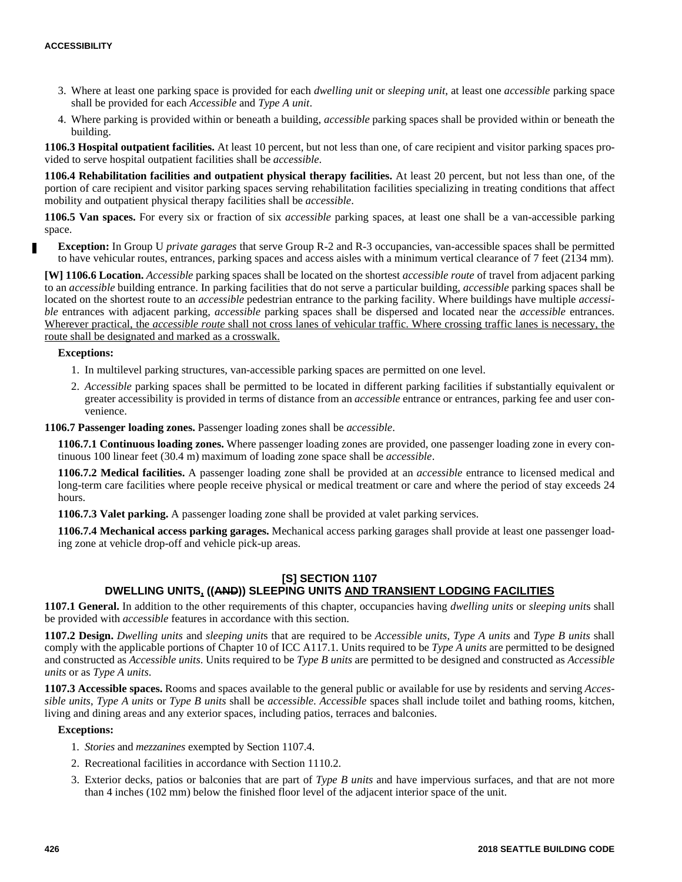3. Where at least one parking space is provided for each *dwelling unit* or *sleeping unit*, at least one *accessible* parking space shall be provided for each *Accessible* and *Type A unit*.
4. Where parking is provided within or beneath a building, *accessible* parking spaces shall be provided within or beneath the building.

**1106.3 Hospital outpatient facilities.** At least 10 percent, but not less than one, of care recipient and visitor parking spaces provided to serve hospital outpatient facilities shall be *accessible*.

**1106.4 Rehabilitation facilities and outpatient physical therapy facilities.** At least 20 percent, but not less than one, of the portion of care recipient and visitor parking spaces serving rehabilitation facilities specializing in treating conditions that affect mobility and outpatient physical therapy facilities shall be *accessible*.

**1106.5 Van spaces.** For every six or fraction of six *accessible* parking spaces, at least one shall be a van-accessible parking space.

**Exception:** In Group U *private garages* that serve Group R-2 and R-3 occupancies, van-accessible spaces shall be permitted to have vehicular routes, entrances, parking spaces and access aisles with a minimum vertical clearance of 7 feet (2134 mm).

**[W] 1106.6 Location.** *Accessible* parking spaces shall be located on the shortest *accessible route* of travel from adjacent parking to an *accessible* building entrance. In parking facilities that do not serve a particular building, *accessible* parking spaces shall be located on the shortest route to an *accessible* pedestrian entrance to the parking facility. Where buildings have multiple *accessible* entrances with adjacent parking, *accessible* parking spaces shall be dispersed and located near the *accessible* entrances. <u>Wherever practical, the *accessible route* shall not cross lanes of vehicular traffic. Where crossing traffic lanes is necessary, the route shall be designated and marked as a crosswalk.</u>

**Exceptions:**

1. In multilevel parking structures, van-accessible parking spaces are permitted on one level.
2. *Accessible* parking spaces shall be permitted to be located in different parking facilities if substantially equivalent or greater accessibility is provided in terms of distance from an *accessible* entrance or entrances, parking fee and user convenience.

**1106.7 Passenger loading zones.** Passenger loading zones shall be *accessible*.

**1106.7.1 Continuous loading zones.** Where passenger loading zones are provided, one passenger loading zone in every continuous 100 linear feet (30.4 m) maximum of loading zone space shall be *accessible*.

**1106.7.2 Medical facilities.** A passenger loading zone shall be provided at an *accessible* entrance to licensed medical and long-term care facilities where people receive physical or medical treatment or care and where the period of stay exceeds 24 hours.

**1106.7.3 Valet parking.** A passenger loading zone shall be provided at valet parking services.

**1106.7.4 Mechanical access parking garages.** Mechanical access parking garages shall provide at least one passenger loading zone at vehicle drop-off and vehicle pick-up areas.

## [S] SECTION 1107
## DWELLING UNITS<u>,</u> ((~~AND~~)) SLEEPING UNITS <u>AND TRANSIENT LODGING FACILITIES</u>

**1107.1 General.** In addition to the other requirements of this chapter, occupancies having *dwelling units* or *sleeping units* shall be provided with *accessible* features in accordance with this section.

**1107.2 Design.** *Dwelling units* and *sleeping units* that are required to be *Accessible units*, *Type A units* and *Type B units* shall comply with the applicable portions of Chapter 10 of ICC A117.1. Units required to be *Type A units* are permitted to be designed and constructed as *Accessible units*. Units required to be *Type B units* are permitted to be designed and constructed as *Accessible units* or as *Type A units*.

**1107.3 Accessible spaces.** Rooms and spaces available to the general public or available for use by residents and serving *Accessible units*, *Type A units* or *Type B units* shall be *accessible*. *Accessible* spaces shall include toilet and bathing rooms, kitchen, living and dining areas and any exterior spaces, including patios, terraces and balconies.

**Exceptions:**

1. *Stories* and *mezzanines* exempted by Section 1107.4.
2. Recreational facilities in accordance with Section 1110.2.
3. Exterior decks, patios or balconies that are part of *Type B units* and have impervious surfaces, and that are not more than 4 inches (102 mm) below the finished floor level of the adjacent interior space of the unit.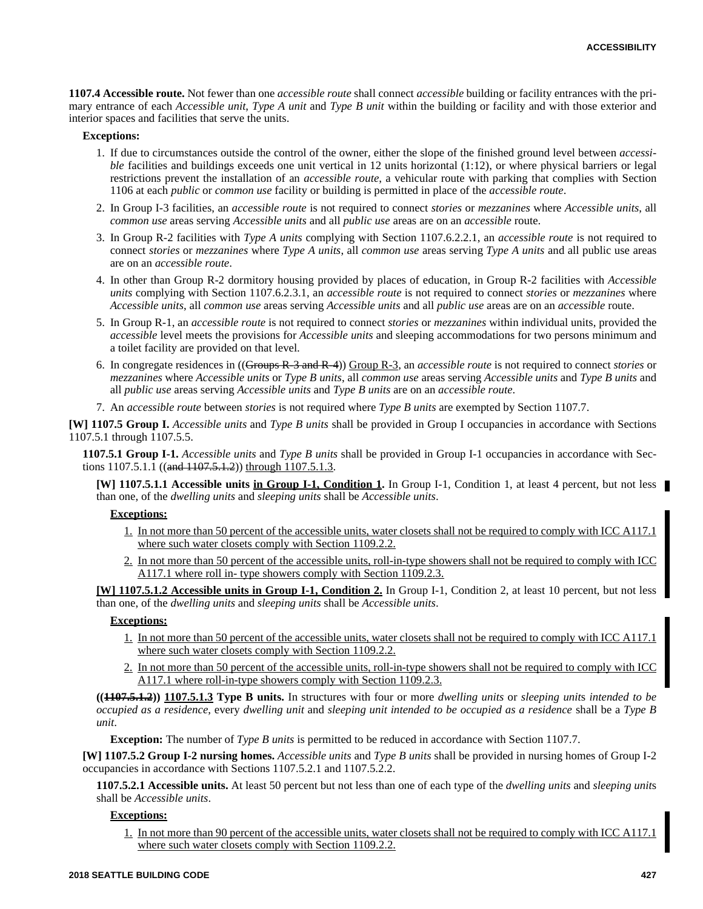**1107.4 Accessible route.** Not fewer than one *accessible route* shall connect *accessible* building or facility entrances with the primary entrance of each *Accessible unit*, *Type A unit* and *Type B unit* within the building or facility and with those exterior and interior spaces and facilities that serve the units.

**Exceptions:**

1. If due to circumstances outside the control of the owner, either the slope of the finished ground level between *accessible* facilities and buildings exceeds one unit vertical in 12 units horizontal (1:12), or where physical barriers or legal restrictions prevent the installation of an *accessible route*, a vehicular route with parking that complies with Section 1106 at each *public* or *common use* facility or building is permitted in place of the *accessible route*.
2. In Group I-3 facilities, an *accessible route* is not required to connect *stories* or *mezzanines* where *Accessible units*, all *common use* areas serving *Accessible units* and all *public use* areas are on an *accessible* route.
3. In Group R-2 facilities with *Type A units* complying with Section 1107.6.2.2.1, an *accessible route* is not required to connect *stories* or *mezzanines* where *Type A units*, all *common use* areas serving *Type A units* and all public use areas are on an *accessible route*.
4. In other than Group R-2 dormitory housing provided by places of education, in Group R-2 facilities with *Accessible units* complying with Section 1107.6.2.3.1, an *accessible route* is not required to connect *stories* or *mezzanines* where *Accessible units*, all *common use* areas serving *Accessible units* and all *public use* areas are on an *accessible* route.
5. In Group R-1, an *accessible route* is not required to connect *stories* or *mezzanines* within individual units, provided the *accessible* level meets the provisions for *Accessible units* and sleeping accommodations for two persons minimum and a toilet facility are provided on that level.
6. In congregate residences in ((~~Groups R-3 and R-4~~)) Group R-3, an *accessible route* is not required to connect *stories* or *mezzanines* where *Accessible units* or *Type B units*, all *common use* areas serving *Accessible units* and *Type B units* and all *public use* areas serving *Accessible units* and *Type B units* are on an *accessible route*.
7. An *accessible route* between *stories* is not required where *Type B units* are exempted by Section 1107.7.

**[W] 1107.5 Group I.** *Accessible units* and *Type B units* shall be provided in Group I occupancies in accordance with Sections 1107.5.1 through 1107.5.5.

**1107.5.1 Group I-1.** *Accessible units* and *Type B units* shall be provided in Group I-1 occupancies in accordance with Sections 1107.5.1.1 ((~~and 1107.5.1.2~~)) through 1107.5.1.3.

**[W] 1107.5.1.1 Accessible units in Group I-1, Condition 1.** In Group I-1, Condition 1, at least 4 percent, but not less than one, of the *dwelling units* and *sleeping units* shall be *Accessible units*.

**Exceptions:**

1. In not more than 50 percent of the accessible units, water closets shall not be required to comply with ICC A117.1 where such water closets comply with Section 1109.2.2.
2. In not more than 50 percent of the accessible units, roll-in-type showers shall not be required to comply with ICC A117.1 where roll in- type showers comply with Section 1109.2.3.

**[W] 1107.5.1.2 Accessible units in Group I-1, Condition 2.** In Group I-1, Condition 2, at least 10 percent, but not less than one, of the *dwelling units* and *sleeping units* shall be *Accessible units*.

**Exceptions:**

1. In not more than 50 percent of the accessible units, water closets shall not be required to comply with ICC A117.1 where such water closets comply with Section 1109.2.2.
2. In not more than 50 percent of the accessible units, roll-in-type showers shall not be required to comply with ICC A117.1 where roll-in-type showers comply with Section 1109.2.3.

**((~~1107.5.1.2~~)) 1107.5.1.3 Type B units.** In structures with four or more *dwelling units* or *sleeping units intended to be occupied as a residence*, every *dwelling unit* and *sleeping unit intended to be occupied as a residence* shall be a *Type B unit*.

**Exception:** The number of *Type B units* is permitted to be reduced in accordance with Section 1107.7.

**[W] 1107.5.2 Group I-2 nursing homes.** *Accessible units* and *Type B units* shall be provided in nursing homes of Group I-2 occupancies in accordance with Sections 1107.5.2.1 and 1107.5.2.2.

**1107.5.2.1 Accessible units.** At least 50 percent but not less than one of each type of the *dwelling units* and *sleeping units* shall be *Accessible units*.

**Exceptions:**

1. In not more than 90 percent of the accessible units, water closets shall not be required to comply with ICC A117.1 where such water closets comply with Section 1109.2.2.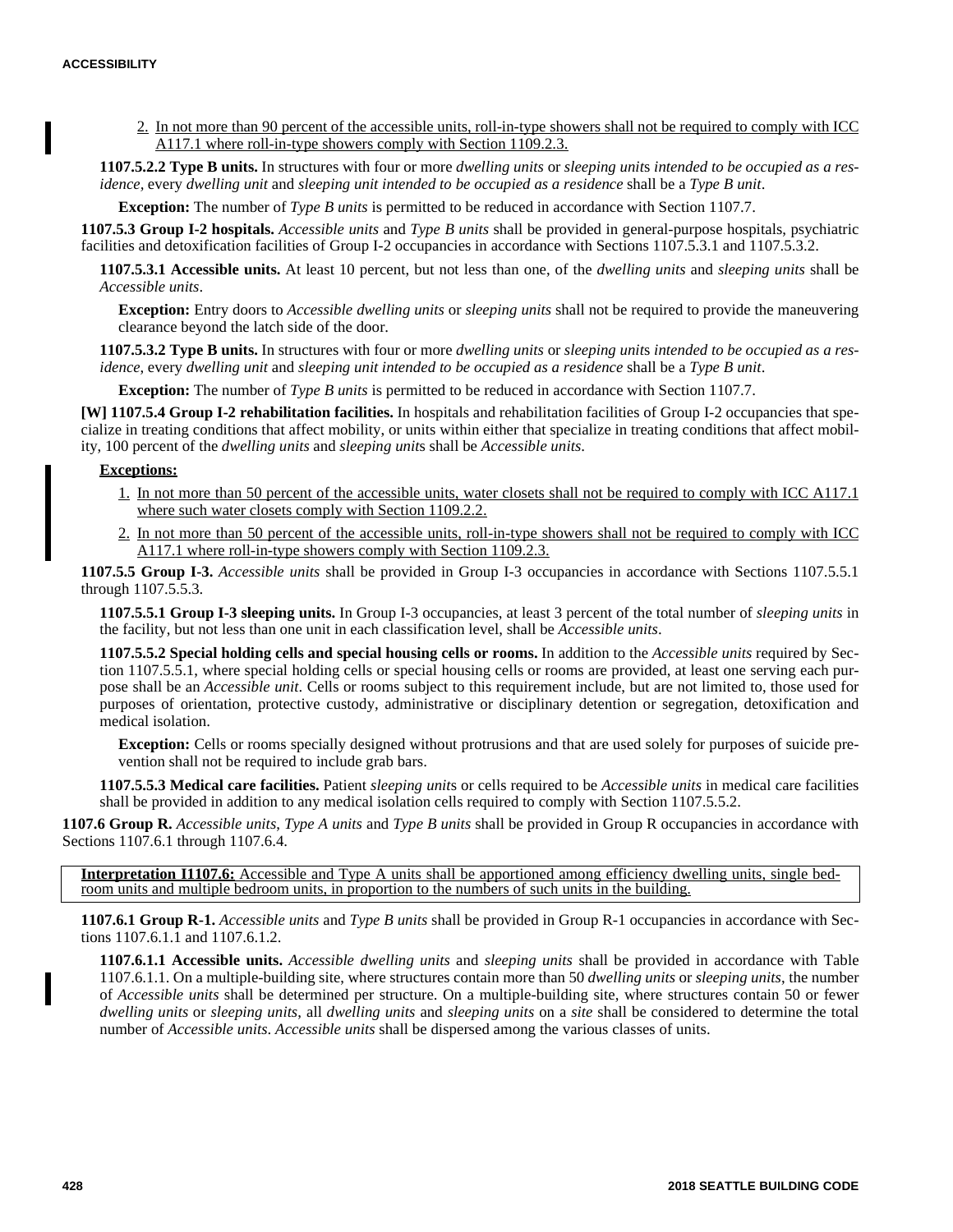2. In not more than 90 percent of the accessible units, roll-in-type showers shall not be required to comply with ICC A117.1 where roll-in-type showers comply with Section 1109.2.3.

**1107.5.2.2 Type B units.** In structures with four or more *dwelling units* or *sleeping units intended to be occupied as a residence,* every *dwelling unit* and *sleeping unit intended to be occupied as a residence* shall be a *Type B unit*.

**Exception:** The number of *Type B units* is permitted to be reduced in accordance with Section 1107.7.

**1107.5.3 Group I-2 hospitals.** *Accessible units* and *Type B units* shall be provided in general-purpose hospitals, psychiatric facilities and detoxification facilities of Group I-2 occupancies in accordance with Sections 1107.5.3.1 and 1107.5.3.2.

**1107.5.3.1 Accessible units.** At least 10 percent, but not less than one, of the *dwelling units* and *sleeping units* shall be *Accessible units*.

**Exception:** Entry doors to *Accessible dwelling units* or *sleeping units* shall not be required to provide the maneuvering clearance beyond the latch side of the door.

**1107.5.3.2 Type B units.** In structures with four or more *dwelling units* or *sleeping units intended to be occupied as a residence*, every *dwelling unit* and *sleeping unit intended to be occupied as a residence* shall be a *Type B unit*.

**Exception:** The number of *Type B units* is permitted to be reduced in accordance with Section 1107.7.

**[W] 1107.5.4 Group I-2 rehabilitation facilities.** In hospitals and rehabilitation facilities of Group I-2 occupancies that specialize in treating conditions that affect mobility, or units within either that specialize in treating conditions that affect mobility, 100 percent of the *dwelling units* and *sleeping units* shall be *Accessible units*.

**Exceptions:**

1. In not more than 50 percent of the accessible units, water closets shall not be required to comply with ICC A117.1 where such water closets comply with Section 1109.2.2.
2. In not more than 50 percent of the accessible units, roll-in-type showers shall not be required to comply with ICC A117.1 where roll-in-type showers comply with Section 1109.2.3.

**1107.5.5 Group I-3.** *Accessible units* shall be provided in Group I-3 occupancies in accordance with Sections 1107.5.5.1 through 1107.5.5.3.

**1107.5.5.1 Group I-3 sleeping units.** In Group I-3 occupancies, at least 3 percent of the total number of *sleeping units* in the facility, but not less than one unit in each classification level, shall be *Accessible units*.

**1107.5.5.2 Special holding cells and special housing cells or rooms.** In addition to the *Accessible units* required by Section 1107.5.5.1, where special holding cells or special housing cells or rooms are provided, at least one serving each purpose shall be an *Accessible unit*. Cells or rooms subject to this requirement include, but are not limited to, those used for purposes of orientation, protective custody, administrative or disciplinary detention or segregation, detoxification and medical isolation.

**Exception:** Cells or rooms specially designed without protrusions and that are used solely for purposes of suicide prevention shall not be required to include grab bars.

**1107.5.5.3 Medical care facilities.** Patient *sleeping units* or cells required to be *Accessible units* in medical care facilities shall be provided in addition to any medical isolation cells required to comply with Section 1107.5.5.2.

**1107.6 Group R.** *Accessible units*, *Type A units* and *Type B units* shall be provided in Group R occupancies in accordance with Sections 1107.6.1 through 1107.6.4.

**Interpretation I1107.6:** Accessible and Type A units shall be apportioned among efficiency dwelling units, single bedroom units and multiple bedroom units, in proportion to the numbers of such units in the building.

**1107.6.1 Group R-1.** *Accessible units* and *Type B units* shall be provided in Group R-1 occupancies in accordance with Sections 1107.6.1.1 and 1107.6.1.2.

**1107.6.1.1 Accessible units.** *Accessible dwelling units* and *sleeping units* shall be provided in accordance with Table 1107.6.1.1. On a multiple-building site, where structures contain more than 50 *dwelling units* or *sleeping units*, the number of *Accessible units* shall be determined per structure. On a multiple-building site, where structures contain 50 or fewer *dwelling units* or *sleeping units*, all *dwelling units* and *sleeping units* on a *site* shall be considered to determine the total number of *Accessible units*. *Accessible units* shall be dispersed among the various classes of units.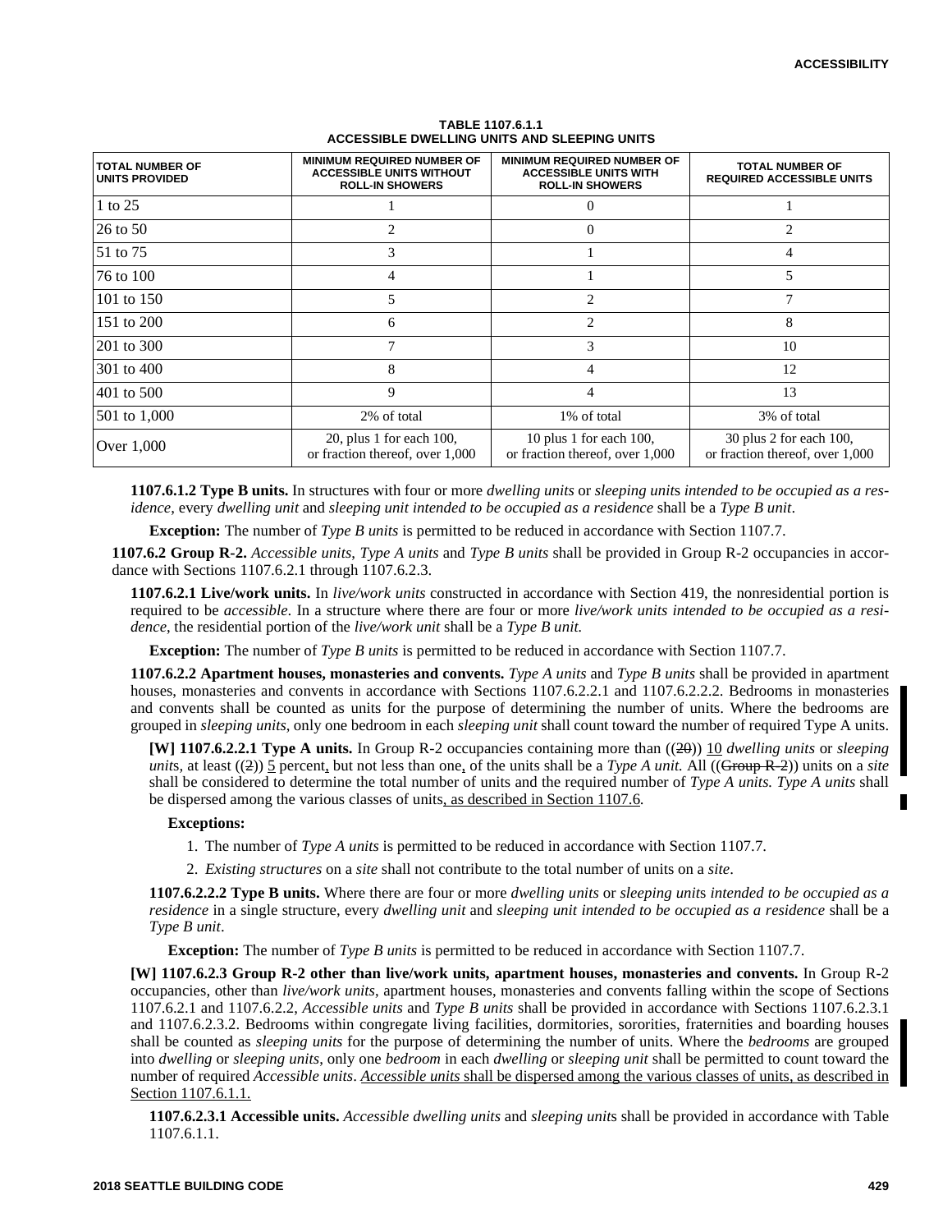**TABLE 1107.6.1.1**
**ACCESSIBLE DWELLING UNITS AND SLEEPING UNITS**

| TOTAL NUMBER OF UNITS PROVIDED | MINIMUM REQUIRED NUMBER OF ACCESSIBLE UNITS WITHOUT ROLL-IN SHOWERS | MINIMUM REQUIRED NUMBER OF ACCESSIBLE UNITS WITH ROLL-IN SHOWERS | TOTAL NUMBER OF REQUIRED ACCESSIBLE UNITS |
|---|---|---|---|
| 1 to 25 | 1 | 0 | 1 |
| 26 to 50 | 2 | 0 | 2 |
| 51 to 75 | 3 | 1 | 4 |
| 76 to 100 | 4 | 1 | 5 |
| 101 to 150 | 5 | 2 | 7 |
| 151 to 200 | 6 | 2 | 8 |
| 201 to 300 | 7 | 3 | 10 |
| 301 to 400 | 8 | 4 | 12 |
| 401 to 500 | 9 | 4 | 13 |
| 501 to 1,000 | 2% of total | 1% of total | 3% of total |
| Over 1,000 | 20, plus 1 for each 100, or fraction thereof, over 1,000 | 10 plus 1 for each 100, or fraction thereof, over 1,000 | 30 plus 2 for each 100, or fraction thereof, over 1,000 |

**1107.6.1.2 Type B units.** In structures with four or more *dwelling units* or *sleeping units intended to be occupied as a residence*, every *dwelling unit* and *sleeping unit intended to be occupied as a residence* shall be a *Type B unit*.

**Exception:** The number of *Type B units* is permitted to be reduced in accordance with Section 1107.7.

**1107.6.2 Group R-2.** *Accessible units*, *Type A units* and *Type B units* shall be provided in Group R-2 occupancies in accordance with Sections 1107.6.2.1 through 1107.6.2.3.

**1107.6.2.1 Live/work units.** In *live/work units* constructed in accordance with Section 419, the nonresidential portion is required to be *accessible*. In a structure where there are four or more *live/work units intended to be occupied as a residence*, the residential portion of the *live/work unit* shall be a *Type B unit.*

**Exception:** The number of *Type B units* is permitted to be reduced in accordance with Section 1107.7.

**1107.6.2.2 Apartment houses, monasteries and convents.** *Type A units* and *Type B units* shall be provided in apartment houses, monasteries and convents in accordance with Sections 1107.6.2.2.1 and 1107.6.2.2.2. Bedrooms in monasteries and convents shall be counted as units for the purpose of determining the number of units. Where the bedrooms are grouped in *sleeping units*, only one bedroom in each *sleeping unit* shall count toward the number of required Type A units.

**[W] 1107.6.2.2.1 Type A units.** In Group R-2 occupancies containing more than ((~~20~~)) 10 *dwelling units* or *sleeping units*, at least ((~~2~~)) 5 percent, but not less than one, of the units shall be a *Type A unit.* All ((~~Group R-2~~)) units on a *site* shall be considered to determine the total number of units and the required number of *Type A units. Type A units* shall be dispersed among the various classes of units, as described in Section 1107.6.

**Exceptions:**

1. The number of *Type A units* is permitted to be reduced in accordance with Section 1107.7.
2. *Existing structures* on a *site* shall not contribute to the total number of units on a *site*.

**1107.6.2.2.2 Type B units.** Where there are four or more *dwelling units* or *sleeping units intended to be occupied as a residence* in a single structure, every *dwelling unit* and *sleeping unit intended to be occupied as a residence* shall be a *Type B unit*.

**Exception:** The number of *Type B units* is permitted to be reduced in accordance with Section 1107.7.

**[W] 1107.6.2.3 Group R-2 other than live/work units, apartment houses, monasteries and convents.** In Group R-2 occupancies, other than *live/work units*, apartment houses, monasteries and convents falling within the scope of Sections 1107.6.2.1 and 1107.6.2.2, *Accessible units* and *Type B units* shall be provided in accordance with Sections 1107.6.2.3.1 and 1107.6.2.3.2. Bedrooms within congregate living facilities, dormitories, sororities, fraternities and boarding houses shall be counted as *sleeping units* for the purpose of determining the number of units. Where the *bedrooms* are grouped into *dwelling* or *sleeping units,* only one *bedroom* in each *dwelling* or *sleeping unit* shall be permitted to count toward the number of required *Accessible units*. *Accessible units* shall be dispersed among the various classes of units, as described in Section 1107.6.1.1.

**1107.6.2.3.1 Accessible units.** *Accessible dwelling units* and *sleeping units* shall be provided in accordance with Table 1107.6.1.1.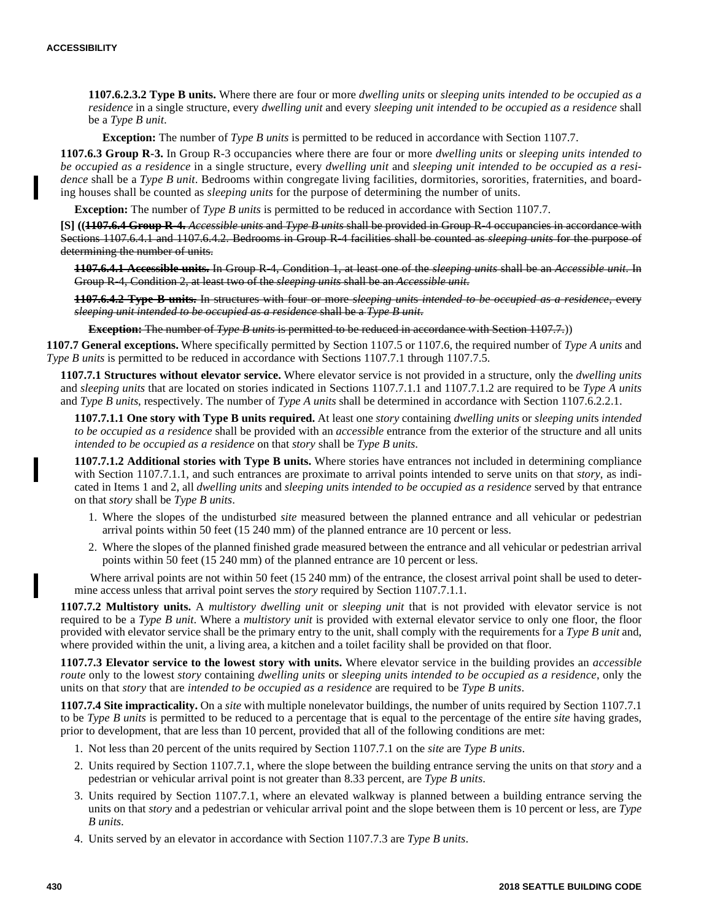**1107.6.2.3.2 Type B units.** Where there are four or more *dwelling units* or *sleeping units intended to be occupied as a residence* in a single structure, every *dwelling unit* and every *sleeping unit intended to be occupied as a residence* shall be a *Type B unit*.

**Exception:** The number of *Type B units* is permitted to be reduced in accordance with Section 1107.7.

**1107.6.3 Group R-3.** In Group R-3 occupancies where there are four or more *dwelling units* or *sleeping units intended to be occupied as a residence* in a single structure, every *dwelling unit* and *sleeping unit intended to be occupied as a residence* shall be a *Type B unit*. Bedrooms within congregate living facilities, dormitories, sororities, fraternities, and boarding houses shall be counted as *sleeping units* for the purpose of determining the number of units.

**Exception:** The number of *Type B units* is permitted to be reduced in accordance with Section 1107.7.

**[S]** ((~~**1107.6.4 Group R-4.** *Accessible units* and *Type B units* shall be provided in Group R-4 occupancies in accordance with Sections 1107.6.4.1 and 1107.6.4.2. Bedrooms in Group R-4 facilities shall be counted as *sleeping units* for the purpose of determining the number of units.~~

~~**1107.6.4.1 Accessible units.** In Group R-4, Condition 1, at least one of the *sleeping units* shall be an *Accessible unit*. In Group R-4, Condition 2, at least two of the *sleeping units* shall be an *Accessible unit*.~~

~~**1107.6.4.2 Type B units.** In structures with four or more *sleeping units intended to be occupied as a residence*, every *sleeping unit intended to be occupied as a residence* shall be a *Type B unit*.~~

~~**Exception:** The number of *Type B units* is permitted to be reduced in accordance with Section 1107.7.~~))

**1107.7 General exceptions.** Where specifically permitted by Section 1107.5 or 1107.6, the required number of *Type A units* and *Type B units* is permitted to be reduced in accordance with Sections 1107.7.1 through 1107.7.5.

**1107.7.1 Structures without elevator service.** Where elevator service is not provided in a structure, only the *dwelling units* and *sleeping units* that are located on stories indicated in Sections 1107.7.1.1 and 1107.7.1.2 are required to be *Type A units* and *Type B units*, respectively. The number of *Type A units* shall be determined in accordance with Section 1107.6.2.2.1.

**1107.7.1.1 One story with Type B units required.** At least one *story* containing *dwelling units* or *sleeping units intended to be occupied as a residence* shall be provided with an *accessible* entrance from the exterior of the structure and all units *intended to be occupied as a residence* on that *story* shall be *Type B units*.

**1107.7.1.2 Additional stories with Type B units.** Where stories have entrances not included in determining compliance with Section 1107.7.1.1, and such entrances are proximate to arrival points intended to serve units on that *story*, as indicated in Items 1 and 2, all *dwelling units* and *sleeping units intended to be occupied as a residence* served by that entrance on that *story* shall be *Type B units*.

1. Where the slopes of the undisturbed *site* measured between the planned entrance and all vehicular or pedestrian arrival points within 50 feet (15 240 mm) of the planned entrance are 10 percent or less.
2. Where the slopes of the planned finished grade measured between the entrance and all vehicular or pedestrian arrival points within 50 feet (15 240 mm) of the planned entrance are 10 percent or less.

Where arrival points are not within 50 feet (15 240 mm) of the entrance, the closest arrival point shall be used to determine access unless that arrival point serves the *story* required by Section 1107.7.1.1.

**1107.7.2 Multistory units.** A *multistory dwelling unit* or *sleeping unit* that is not provided with elevator service is not required to be a *Type B unit*. Where a *multistory unit* is provided with external elevator service to only one floor, the floor provided with elevator service shall be the primary entry to the unit, shall comply with the requirements for a *Type B unit* and, where provided within the unit, a living area, a kitchen and a toilet facility shall be provided on that floor.

**1107.7.3 Elevator service to the lowest story with units.** Where elevator service in the building provides an *accessible route* only to the lowest *story* containing *dwelling units* or *sleeping units intended to be occupied as a residence*, only the units on that *story* that are *intended to be occupied as a residence* are required to be *Type B units*.

**1107.7.4 Site impracticality.** On a *site* with multiple nonelevator buildings, the number of units required by Section 1107.7.1 to be *Type B units* is permitted to be reduced to a percentage that is equal to the percentage of the entire *site* having grades, prior to development, that are less than 10 percent, provided that all of the following conditions are met:

1. Not less than 20 percent of the units required by Section 1107.7.1 on the *site* are *Type B units*.
2. Units required by Section 1107.7.1, where the slope between the building entrance serving the units on that *story* and a pedestrian or vehicular arrival point is not greater than 8.33 percent, are *Type B units*.
3. Units required by Section 1107.7.1, where an elevated walkway is planned between a building entrance serving the units on that *story* and a pedestrian or vehicular arrival point and the slope between them is 10 percent or less, are *Type B units*.
4. Units served by an elevator in accordance with Section 1107.7.3 are *Type B units*.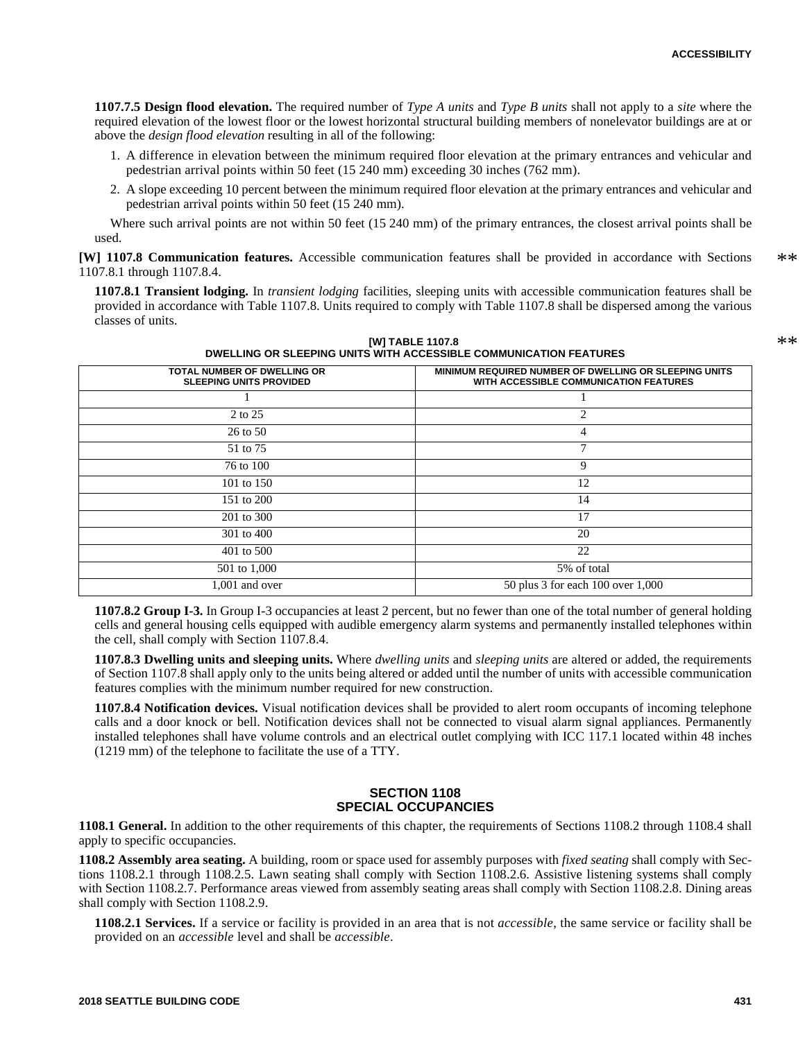**1107.7.5 Design flood elevation.** The required number of *Type A units* and *Type B units* shall not apply to a *site* where the required elevation of the lowest floor or the lowest horizontal structural building members of nonelevator buildings are at or above the *design flood elevation* resulting in all of the following:

1. A difference in elevation between the minimum required floor elevation at the primary entrances and vehicular and pedestrian arrival points within 50 feet (15 240 mm) exceeding 30 inches (762 mm).
2. A slope exceeding 10 percent between the minimum required floor elevation at the primary entrances and vehicular and pedestrian arrival points within 50 feet (15 240 mm).

Where such arrival points are not within 50 feet (15 240 mm) of the primary entrances, the closest arrival points shall be used.

**[W] 1107.8 Communication features.** Accessible communication features shall be provided in accordance with Sections 1107.8.1 through 1107.8.4.

**1107.8.1 Transient lodging.** In *transient lodging* facilities, sleeping units with accessible communication features shall be provided in accordance with Table 1107.8. Units required to comply with Table 1107.8 shall be dispersed among the various classes of units.

**[W] TABLE 1107.8**
**DWELLING OR SLEEPING UNITS WITH ACCESSIBLE COMMUNICATION FEATURES**

| TOTAL NUMBER OF DWELLING OR SLEEPING UNITS PROVIDED | MINIMUM REQUIRED NUMBER OF DWELLING OR SLEEPING UNITS WITH ACCESSIBLE COMMUNICATION FEATURES |
|---|---|
| 1 | 1 |
| 2 to 25 | 2 |
| 26 to 50 | 4 |
| 51 to 75 | 7 |
| 76 to 100 | 9 |
| 101 to 150 | 12 |
| 151 to 200 | 14 |
| 201 to 300 | 17 |
| 301 to 400 | 20 |
| 401 to 500 | 22 |
| 501 to 1,000 | 5% of total |
| 1,001 and over | 50 plus 3 for each 100 over 1,000 |

**1107.8.2 Group I-3.** In Group I-3 occupancies at least 2 percent, but no fewer than one of the total number of general holding cells and general housing cells equipped with audible emergency alarm systems and permanently installed telephones within the cell, shall comply with Section 1107.8.4.

**1107.8.3 Dwelling units and sleeping units.** Where *dwelling units* and *sleeping units* are altered or added, the requirements of Section 1107.8 shall apply only to the units being altered or added until the number of units with accessible communication features complies with the minimum number required for new construction.

**1107.8.4 Notification devices.** Visual notification devices shall be provided to alert room occupants of incoming telephone calls and a door knock or bell. Notification devices shall not be connected to visual alarm signal appliances. Permanently installed telephones shall have volume controls and an electrical outlet complying with ICC 117.1 located within 48 inches (1219 mm) of the telephone to facilitate the use of a TTY.

## SECTION 1108
## SPECIAL OCCUPANCIES

**1108.1 General.** In addition to the other requirements of this chapter, the requirements of Sections 1108.2 through 1108.4 shall apply to specific occupancies.

**1108.2 Assembly area seating.** A building, room or space used for assembly purposes with *fixed seating* shall comply with Sections 1108.2.1 through 1108.2.5. Lawn seating shall comply with Section 1108.2.6. Assistive listening systems shall comply with Section 1108.2.7. Performance areas viewed from assembly seating areas shall comply with Section 1108.2.8. Dining areas shall comply with Section 1108.2.9.

**1108.2.1 Services.** If a service or facility is provided in an area that is not *accessible*, the same service or facility shall be provided on an *accessible* level and shall be *accessible*.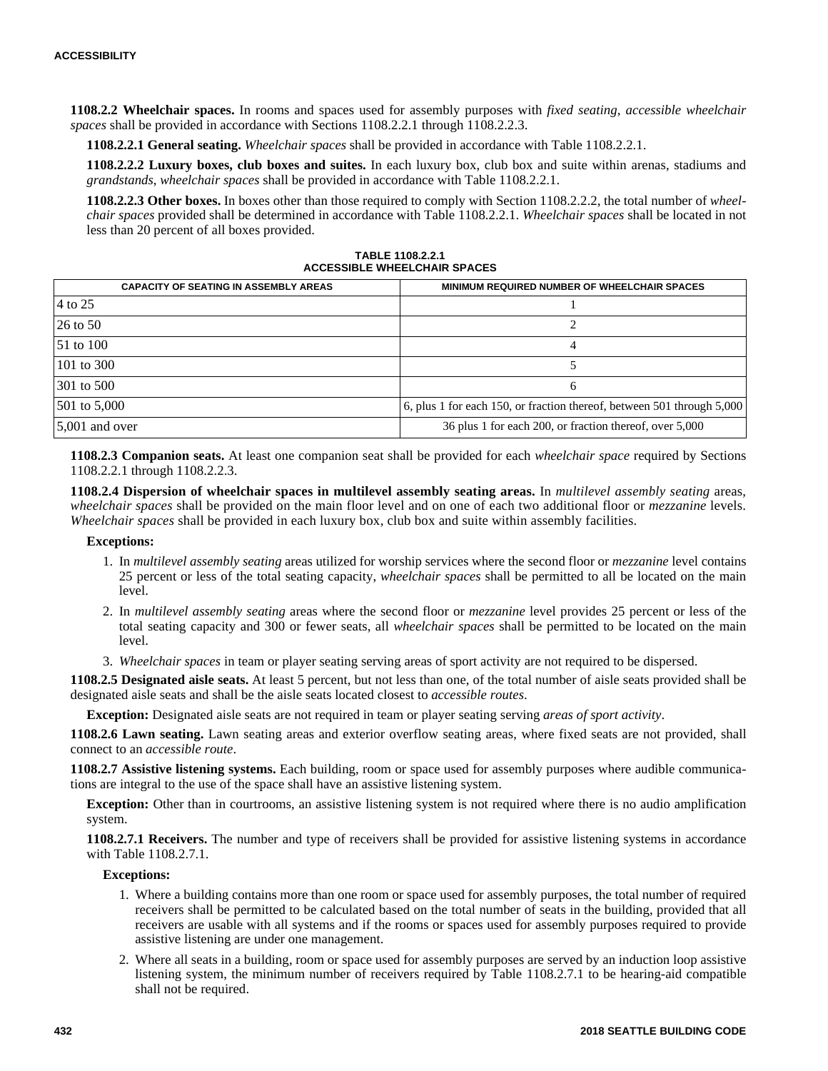**1108.2.2 Wheelchair spaces.** In rooms and spaces used for assembly purposes with *fixed seating*, *accessible wheelchair spaces* shall be provided in accordance with Sections 1108.2.2.1 through 1108.2.2.3.

**1108.2.2.1 General seating.** *Wheelchair spaces* shall be provided in accordance with Table 1108.2.2.1.

**1108.2.2.2 Luxury boxes, club boxes and suites.** In each luxury box, club box and suite within arenas, stadiums and *grandstands*, *wheelchair spaces* shall be provided in accordance with Table 1108.2.2.1.

**1108.2.2.3 Other boxes.** In boxes other than those required to comply with Section 1108.2.2.2, the total number of *wheelchair spaces* provided shall be determined in accordance with Table 1108.2.2.1. *Wheelchair spaces* shall be located in not less than 20 percent of all boxes provided.

**TABLE 1108.2.2.1**
**ACCESSIBLE WHEELCHAIR SPACES**

| CAPACITY OF SEATING IN ASSEMBLY AREAS | MINIMUM REQUIRED NUMBER OF WHEELCHAIR SPACES |
|---|---|
| 4 to 25 | 1 |
| 26 to 50 | 2 |
| 51 to 100 | 4 |
| 101 to 300 | 5 |
| 301 to 500 | 6 |
| 501 to 5,000 | 6, plus 1 for each 150, or fraction thereof, between 501 through 5,000 |
| 5,001 and over | 36 plus 1 for each 200, or fraction thereof, over 5,000 |

**1108.2.3 Companion seats.** At least one companion seat shall be provided for each *wheelchair space* required by Sections 1108.2.2.1 through 1108.2.2.3.

**1108.2.4 Dispersion of wheelchair spaces in multilevel assembly seating areas.** In *multilevel assembly seating* areas, *wheelchair spaces* shall be provided on the main floor level and on one of each two additional floor or *mezzanine* levels. *Wheelchair spaces* shall be provided in each luxury box, club box and suite within assembly facilities.

**Exceptions:**

1. In *multilevel assembly seating* areas utilized for worship services where the second floor or *mezzanine* level contains 25 percent or less of the total seating capacity, *wheelchair spaces* shall be permitted to all be located on the main level.
2. In *multilevel assembly seating* areas where the second floor or *mezzanine* level provides 25 percent or less of the total seating capacity and 300 or fewer seats, all *wheelchair spaces* shall be permitted to be located on the main level.
3. *Wheelchair spaces* in team or player seating serving areas of sport activity are not required to be dispersed.

**1108.2.5 Designated aisle seats.** At least 5 percent, but not less than one, of the total number of aisle seats provided shall be designated aisle seats and shall be the aisle seats located closest to *accessible routes*.

**Exception:** Designated aisle seats are not required in team or player seating serving *areas of sport activity*.

**1108.2.6 Lawn seating.** Lawn seating areas and exterior overflow seating areas, where fixed seats are not provided, shall connect to an *accessible route*.

**1108.2.7 Assistive listening systems.** Each building, room or space used for assembly purposes where audible communications are integral to the use of the space shall have an assistive listening system.

**Exception:** Other than in courtrooms, an assistive listening system is not required where there is no audio amplification system.

**1108.2.7.1 Receivers.** The number and type of receivers shall be provided for assistive listening systems in accordance with Table 1108.2.7.1.

**Exceptions:**

1. Where a building contains more than one room or space used for assembly purposes, the total number of required receivers shall be permitted to be calculated based on the total number of seats in the building, provided that all receivers are usable with all systems and if the rooms or spaces used for assembly purposes required to provide assistive listening are under one management.
2. Where all seats in a building, room or space used for assembly purposes are served by an induction loop assistive listening system, the minimum number of receivers required by Table 1108.2.7.1 to be hearing-aid compatible shall not be required.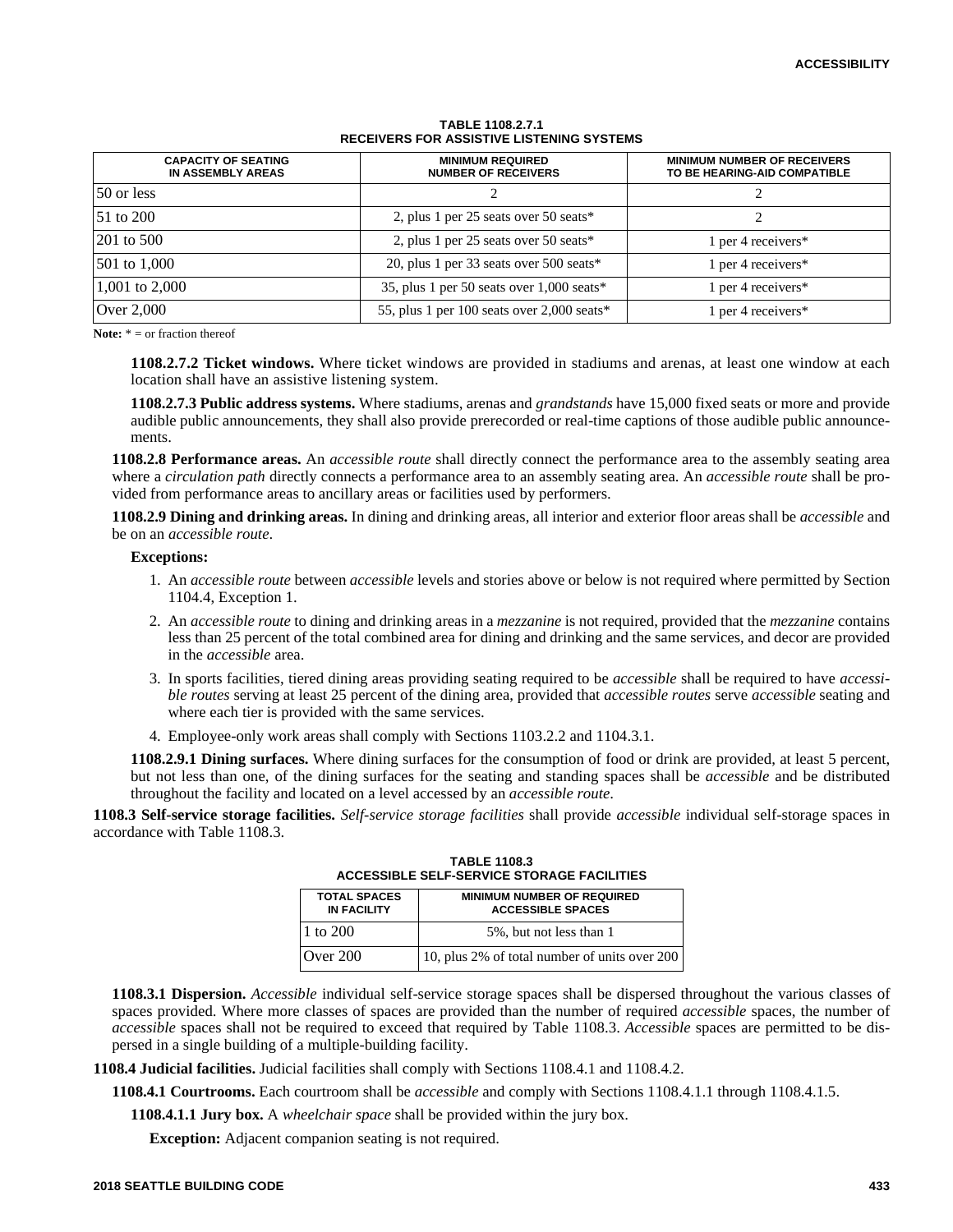**TABLE 1108.2.7.1**
**RECEIVERS FOR ASSISTIVE LISTENING SYSTEMS**

| CAPACITY OF SEATING IN ASSEMBLY AREAS | MINIMUM REQUIRED NUMBER OF RECEIVERS | MINIMUM NUMBER OF RECEIVERS TO BE HEARING-AID COMPATIBLE |
|---|---|---|
| 50 or less | 2 | 2 |
| 51 to 200 | 2, plus 1 per 25 seats over 50 seats* | 2 |
| 201 to 500 | 2, plus 1 per 25 seats over 50 seats* | 1 per 4 receivers* |
| 501 to 1,000 | 20, plus 1 per 33 seats over 500 seats* | 1 per 4 receivers* |
| 1,001 to 2,000 | 35, plus 1 per 50 seats over 1,000 seats* | 1 per 4 receivers* |
| Over 2,000 | 55, plus 1 per 100 seats over 2,000 seats* | 1 per 4 receivers* |

**Note:** * = or fraction thereof

**1108.2.7.2 Ticket windows.** Where ticket windows are provided in stadiums and arenas, at least one window at each location shall have an assistive listening system.

**1108.2.7.3 Public address systems.** Where stadiums, arenas and *grandstands* have 15,000 fixed seats or more and provide audible public announcements, they shall also provide prerecorded or real-time captions of those audible public announcements.

**1108.2.8 Performance areas.** An *accessible route* shall directly connect the performance area to the assembly seating area where a *circulation path* directly connects a performance area to an assembly seating area. An *accessible route* shall be provided from performance areas to ancillary areas or facilities used by performers.

**1108.2.9 Dining and drinking areas.** In dining and drinking areas, all interior and exterior floor areas shall be *accessible* and be on an *accessible route*.

**Exceptions:**

1. An *accessible route* between *accessible* levels and stories above or below is not required where permitted by Section 1104.4, Exception 1.
2. An *accessible route* to dining and drinking areas in a *mezzanine* is not required, provided that the *mezzanine* contains less than 25 percent of the total combined area for dining and drinking and the same services, and decor are provided in the *accessible* area.
3. In sports facilities, tiered dining areas providing seating required to be *accessible* shall be required to have *accessible routes* serving at least 25 percent of the dining area, provided that *accessible routes* serve *accessible* seating and where each tier is provided with the same services.
4. Employee-only work areas shall comply with Sections 1103.2.2 and 1104.3.1.

**1108.2.9.1 Dining surfaces.** Where dining surfaces for the consumption of food or drink are provided, at least 5 percent, but not less than one, of the dining surfaces for the seating and standing spaces shall be *accessible* and be distributed throughout the facility and located on a level accessed by an *accessible route*.

**1108.3 Self-service storage facilities.** *Self-service storage facilities* shall provide *accessible* individual self-storage spaces in accordance with Table 1108.3.

**TABLE 1108.3**
**ACCESSIBLE SELF-SERVICE STORAGE FACILITIES**

| TOTAL SPACES IN FACILITY | MINIMUM NUMBER OF REQUIRED ACCESSIBLE SPACES |
|---|---|
| 1 to 200 | 5%, but not less than 1 |
| Over 200 | 10, plus 2% of total number of units over 200 |

**1108.3.1 Dispersion.** *Accessible* individual self-service storage spaces shall be dispersed throughout the various classes of spaces provided. Where more classes of spaces are provided than the number of required *accessible* spaces, the number of *accessible* spaces shall not be required to exceed that required by Table 1108.3. *Accessible* spaces are permitted to be dispersed in a single building of a multiple-building facility.

**1108.4 Judicial facilities.** Judicial facilities shall comply with Sections 1108.4.1 and 1108.4.2.

**1108.4.1 Courtrooms.** Each courtroom shall be *accessible* and comply with Sections 1108.4.1.1 through 1108.4.1.5.

**1108.4.1.1 Jury box.** A *wheelchair space* shall be provided within the jury box.

**Exception:** Adjacent companion seating is not required.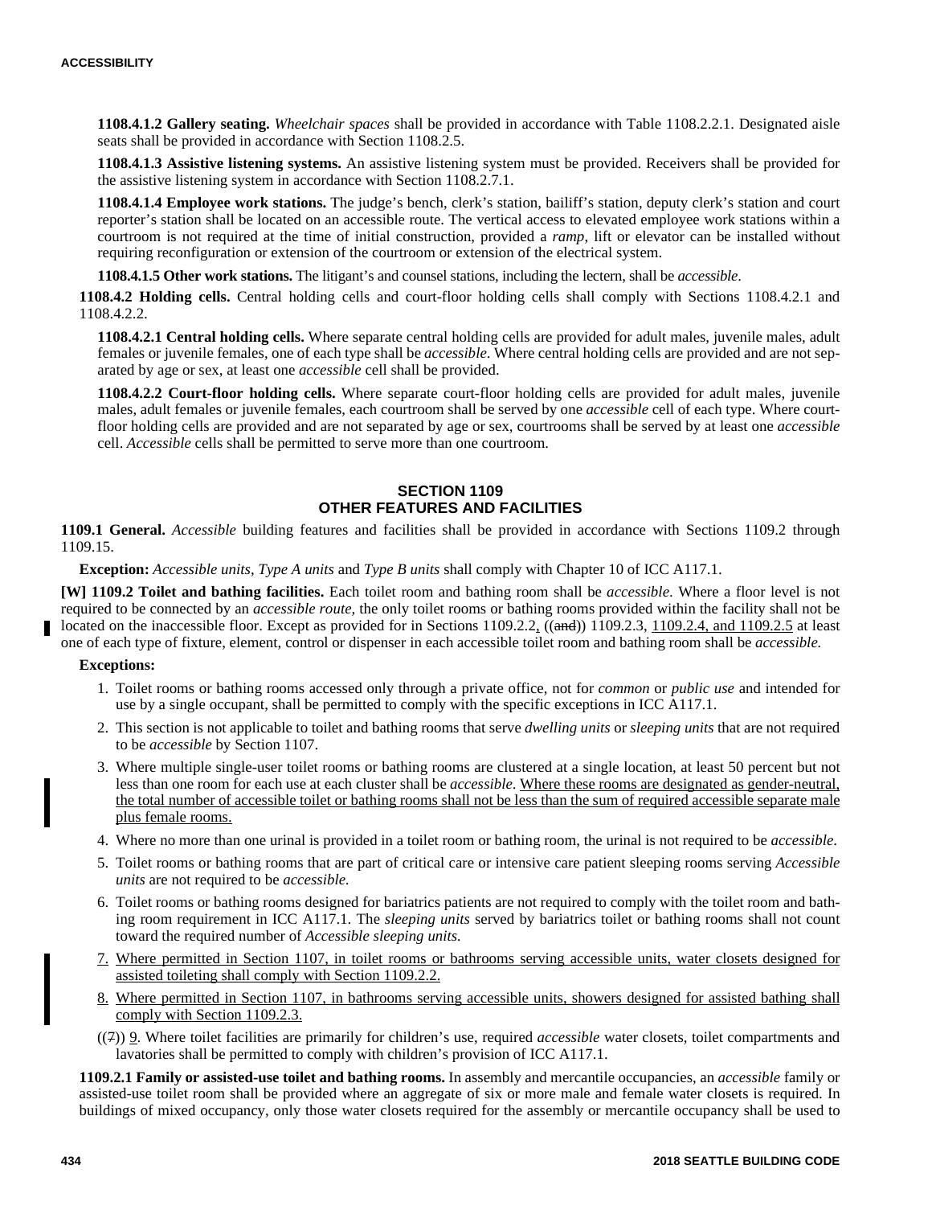**1108.4.1.2 Gallery seating.** *Wheelchair spaces* shall be provided in accordance with Table 1108.2.2.1. Designated aisle seats shall be provided in accordance with Section 1108.2.5.

**1108.4.1.3 Assistive listening systems.** An assistive listening system must be provided. Receivers shall be provided for the assistive listening system in accordance with Section 1108.2.7.1.

**1108.4.1.4 Employee work stations.** The judge's bench, clerk's station, bailiff's station, deputy clerk's station and court reporter's station shall be located on an accessible route. The vertical access to elevated employee work stations within a courtroom is not required at the time of initial construction, provided a *ramp*, lift or elevator can be installed without requiring reconfiguration or extension of the courtroom or extension of the electrical system.

**1108.4.1.5 Other work stations.** The litigant's and counsel stations, including the lectern, shall be *accessible*.

**1108.4.2 Holding cells.** Central holding cells and court-floor holding cells shall comply with Sections 1108.4.2.1 and 1108.4.2.2.

**1108.4.2.1 Central holding cells.** Where separate central holding cells are provided for adult males, juvenile males, adult females or juvenile females, one of each type shall be *accessible*. Where central holding cells are provided and are not separated by age or sex, at least one *accessible* cell shall be provided.

**1108.4.2.2 Court-floor holding cells.** Where separate court-floor holding cells are provided for adult males, juvenile males, adult females or juvenile females, each courtroom shall be served by one *accessible* cell of each type. Where court-floor holding cells are provided and are not separated by age or sex, courtrooms shall be served by at least one *accessible* cell. *Accessible* cells shall be permitted to serve more than one courtroom.

## SECTION 1109
## OTHER FEATURES AND FACILITIES

**1109.1 General.** *Accessible* building features and facilities shall be provided in accordance with Sections 1109.2 through 1109.15.

**Exception:** *Accessible units*, *Type A units* and *Type B units* shall comply with Chapter 10 of ICC A117.1.

**[W] 1109.2 Toilet and bathing facilities.** Each toilet room and bathing room shall be *accessible*. Where a floor level is not required to be connected by an *accessible route,* the only toilet rooms or bathing rooms provided within the facility shall not be located on the inaccessible floor. Except as provided for in Sections 1109.2.2, ((~~and~~)) 1109.2.3, <u>1109.2.4, and 1109.2.5</u> at least one of each type of fixture, element, control or dispenser in each accessible toilet room and bathing room shall be *accessible.*

**Exceptions:**

1. Toilet rooms or bathing rooms accessed only through a private office, not for *common* or *public use* and intended for use by a single occupant, shall be permitted to comply with the specific exceptions in ICC A117.1.
2. This section is not applicable to toilet and bathing rooms that serve *dwelling units* or *sleeping units* that are not required to be *accessible* by Section 1107.
3. Where multiple single-user toilet rooms or bathing rooms are clustered at a single location, at least 50 percent but not less than one room for each use at each cluster shall be *accessible*. <u>Where these rooms are designated as gender-neutral, the total number of accessible toilet or bathing rooms shall not be less than the sum of required accessible separate male plus female rooms.</u>
4. Where no more than one urinal is provided in a toilet room or bathing room, the urinal is not required to be *accessible*.
5. Toilet rooms or bathing rooms that are part of critical care or intensive care patient sleeping rooms serving *Accessible units* are not required to be *accessible.*
6. Toilet rooms or bathing rooms designed for bariatrics patients are not required to comply with the toilet room and bathing room requirement in ICC A117.1. The *sleeping units* served by bariatrics toilet or bathing rooms shall not count toward the required number of *Accessible sleeping units.*
7. <u>Where permitted in Section 1107, in toilet rooms or bathrooms serving accessible units, water closets designed for assisted toileting shall comply with Section 1109.2.2.</u>
8. <u>Where permitted in Section 1107, in bathrooms serving accessible units, showers designed for assisted bathing shall comply with Section 1109.2.3.</u>

((~~7~~)) <u>9</u>. Where toilet facilities are primarily for children's use, required *accessible* water closets, toilet compartments and lavatories shall be permitted to comply with children's provision of ICC A117.1.

**1109.2.1 Family or assisted-use toilet and bathing rooms.** In assembly and mercantile occupancies, an *accessible* family or assisted-use toilet room shall be provided where an aggregate of six or more male and female water closets is required. In buildings of mixed occupancy, only those water closets required for the assembly or mercantile occupancy shall be used to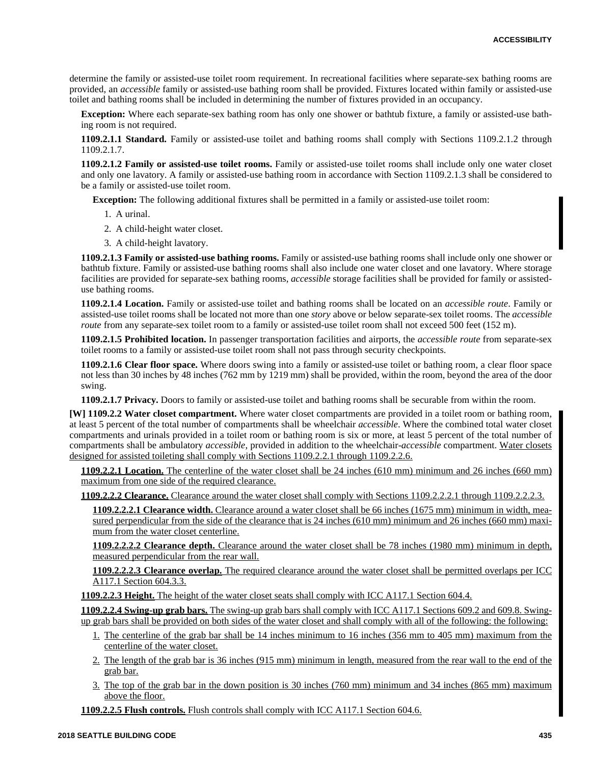determine the family or assisted-use toilet room requirement. In recreational facilities where separate-sex bathing rooms are provided, an *accessible* family or assisted-use bathing room shall be provided. Fixtures located within family or assisted-use toilet and bathing rooms shall be included in determining the number of fixtures provided in an occupancy.

**Exception:** Where each separate-sex bathing room has only one shower or bathtub fixture, a family or assisted-use bathing room is not required.

**1109.2.1.1 Standard.** Family or assisted-use toilet and bathing rooms shall comply with Sections 1109.2.1.2 through 1109.2.1.7.

**1109.2.1.2 Family or assisted-use toilet rooms.** Family or assisted-use toilet rooms shall include only one water closet and only one lavatory. A family or assisted-use bathing room in accordance with Section 1109.2.1.3 shall be considered to be a family or assisted-use toilet room.

**Exception:** The following additional fixtures shall be permitted in a family or assisted-use toilet room:

1. A urinal.
2. A child-height water closet.
3. A child-height lavatory.

**1109.2.1.3 Family or assisted-use bathing rooms.** Family or assisted-use bathing rooms shall include only one shower or bathtub fixture. Family or assisted-use bathing rooms shall also include one water closet and one lavatory. Where storage facilities are provided for separate-sex bathing rooms, *accessible* storage facilities shall be provided for family or assisted-use bathing rooms.

**1109.2.1.4 Location.** Family or assisted-use toilet and bathing rooms shall be located on an *accessible route*. Family or assisted-use toilet rooms shall be located not more than one *story* above or below separate-sex toilet rooms. The *accessible route* from any separate-sex toilet room to a family or assisted-use toilet room shall not exceed 500 feet (152 m).

**1109.2.1.5 Prohibited location.** In passenger transportation facilities and airports, the *accessible route* from separate-sex toilet rooms to a family or assisted-use toilet room shall not pass through security checkpoints.

**1109.2.1.6 Clear floor space.** Where doors swing into a family or assisted-use toilet or bathing room, a clear floor space not less than 30 inches by 48 inches (762 mm by 1219 mm) shall be provided, within the room, beyond the area of the door swing.

**1109.2.1.7 Privacy.** Doors to family or assisted-use toilet and bathing rooms shall be securable from within the room.

**[W] 1109.2.2 Water closet compartment.** Where water closet compartments are provided in a toilet room or bathing room, at least 5 percent of the total number of compartments shall be wheelchair *accessible*. Where the combined total water closet compartments and urinals provided in a toilet room or bathing room is six or more, at least 5 percent of the total number of compartments shall be ambulatory *accessible*, provided in addition to the wheelchair-*accessible* compartment. Water closets designed for assisted toileting shall comply with Sections 1109.2.2.1 through 1109.2.2.6.

**1109.2.2.1 Location.** The centerline of the water closet shall be 24 inches (610 mm) minimum and 26 inches (660 mm) maximum from one side of the required clearance.

**1109.2.2.2 Clearance.** Clearance around the water closet shall comply with Sections 1109.2.2.2.1 through 1109.2.2.2.3.

**1109.2.2.2.1 Clearance width.** Clearance around a water closet shall be 66 inches (1675 mm) minimum in width, measured perpendicular from the side of the clearance that is 24 inches (610 mm) minimum and 26 inches (660 mm) maximum from the water closet centerline.

**1109.2.2.2.2 Clearance depth.** Clearance around the water closet shall be 78 inches (1980 mm) minimum in depth, measured perpendicular from the rear wall.

**1109.2.2.2.3 Clearance overlap.** The required clearance around the water closet shall be permitted overlaps per ICC A117.1 Section 604.3.3.

**1109.2.2.3 Height.** The height of the water closet seats shall comply with ICC A117.1 Section 604.4.

**1109.2.2.4 Swing-up grab bars.** The swing-up grab bars shall comply with ICC A117.1 Sections 609.2 and 609.8. Swing-up grab bars shall be provided on both sides of the water closet and shall comply with all of the following: the following:

1. The centerline of the grab bar shall be 14 inches minimum to 16 inches (356 mm to 405 mm) maximum from the centerline of the water closet.
2. The length of the grab bar is 36 inches (915 mm) minimum in length, measured from the rear wall to the end of the grab bar.
3. The top of the grab bar in the down position is 30 inches (760 mm) minimum and 34 inches (865 mm) maximum above the floor.

**1109.2.2.5 Flush controls.** Flush controls shall comply with ICC A117.1 Section 604.6.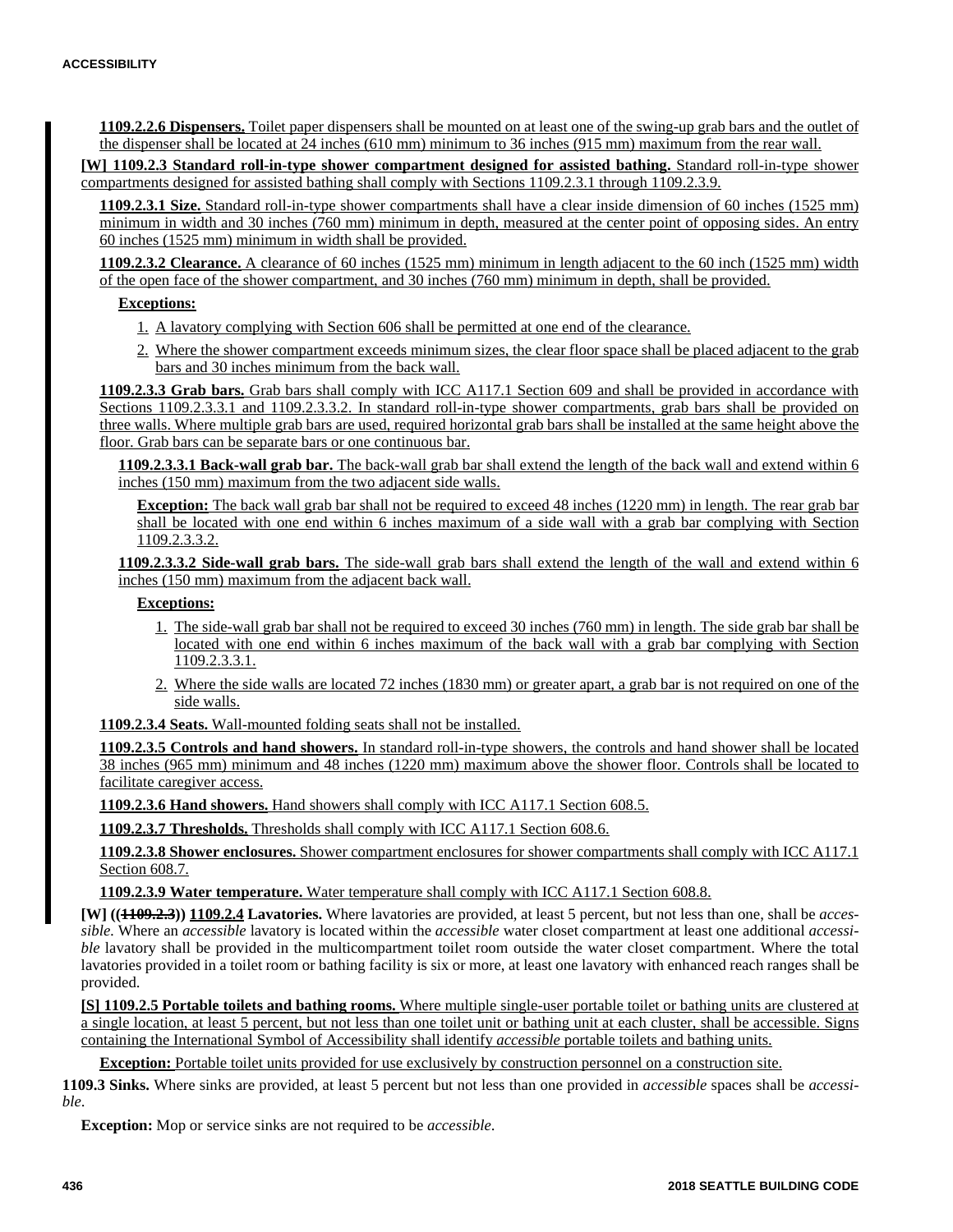**1109.2.2.6 Dispensers.** Toilet paper dispensers shall be mounted on at least one of the swing-up grab bars and the outlet of the dispenser shall be located at 24 inches (610 mm) minimum to 36 inches (915 mm) maximum from the rear wall.

**[W] 1109.2.3 Standard roll-in-type shower compartment designed for assisted bathing.** Standard roll-in-type shower compartments designed for assisted bathing shall comply with Sections 1109.2.3.1 through 1109.2.3.9.

**1109.2.3.1 Size.** Standard roll-in-type shower compartments shall have a clear inside dimension of 60 inches (1525 mm) minimum in width and 30 inches (760 mm) minimum in depth, measured at the center point of opposing sides. An entry 60 inches (1525 mm) minimum in width shall be provided.

**1109.2.3.2 Clearance.** A clearance of 60 inches (1525 mm) minimum in length adjacent to the 60 inch (1525 mm) width of the open face of the shower compartment, and 30 inches (760 mm) minimum in depth, shall be provided.

**Exceptions:**

1. A lavatory complying with Section 606 shall be permitted at one end of the clearance.
2. Where the shower compartment exceeds minimum sizes, the clear floor space shall be placed adjacent to the grab bars and 30 inches minimum from the back wall.

**1109.2.3.3 Grab bars.** Grab bars shall comply with ICC A117.1 Section 609 and shall be provided in accordance with Sections 1109.2.3.3.1 and 1109.2.3.3.2. In standard roll-in-type shower compartments, grab bars shall be provided on three walls. Where multiple grab bars are used, required horizontal grab bars shall be installed at the same height above the floor. Grab bars can be separate bars or one continuous bar.

**1109.2.3.3.1 Back-wall grab bar.** The back-wall grab bar shall extend the length of the back wall and extend within 6 inches (150 mm) maximum from the two adjacent side walls.

**Exception:** The back wall grab bar shall not be required to exceed 48 inches (1220 mm) in length. The rear grab bar shall be located with one end within 6 inches maximum of a side wall with a grab bar complying with Section 1109.2.3.3.2.

**1109.2.3.3.2 Side-wall grab bars.** The side-wall grab bars shall extend the length of the wall and extend within 6 inches (150 mm) maximum from the adjacent back wall.

**Exceptions:**

1. The side-wall grab bar shall not be required to exceed 30 inches (760 mm) in length. The side grab bar shall be located with one end within 6 inches maximum of the back wall with a grab bar complying with Section 1109.2.3.3.1.
2. Where the side walls are located 72 inches (1830 mm) or greater apart, a grab bar is not required on one of the side walls.

**1109.2.3.4 Seats.** Wall-mounted folding seats shall not be installed.

**1109.2.3.5 Controls and hand showers.** In standard roll-in-type showers, the controls and hand shower shall be located 38 inches (965 mm) minimum and 48 inches (1220 mm) maximum above the shower floor. Controls shall be located to facilitate caregiver access.

**1109.2.3.6 Hand showers.** Hand showers shall comply with ICC A117.1 Section 608.5.

**1109.2.3.7 Thresholds.** Thresholds shall comply with ICC A117.1 Section 608.6.

**1109.2.3.8 Shower enclosures.** Shower compartment enclosures for shower compartments shall comply with ICC A117.1 Section 608.7.

**1109.2.3.9 Water temperature.** Water temperature shall comply with ICC A117.1 Section 608.8.

**[W] ((~~1109.2.3~~)) 1109.2.4 Lavatories.** Where lavatories are provided, at least 5 percent, but not less than one, shall be *accessible*. Where an *accessible* lavatory is located within the *accessible* water closet compartment at least one additional *accessible* lavatory shall be provided in the multicompartment toilet room outside the water closet compartment. Where the total lavatories provided in a toilet room or bathing facility is six or more, at least one lavatory with enhanced reach ranges shall be provided.

**[S] 1109.2.5 Portable toilets and bathing rooms.** Where multiple single-user portable toilet or bathing units are clustered at a single location, at least 5 percent, but not less than one toilet unit or bathing unit at each cluster, shall be accessible. Signs containing the International Symbol of Accessibility shall identify *accessible* portable toilets and bathing units.

**Exception:** Portable toilet units provided for use exclusively by construction personnel on a construction site.

**1109.3 Sinks.** Where sinks are provided, at least 5 percent but not less than one provided in *accessible* spaces shall be *accessible*.

**Exception:** Mop or service sinks are not required to be *accessible*.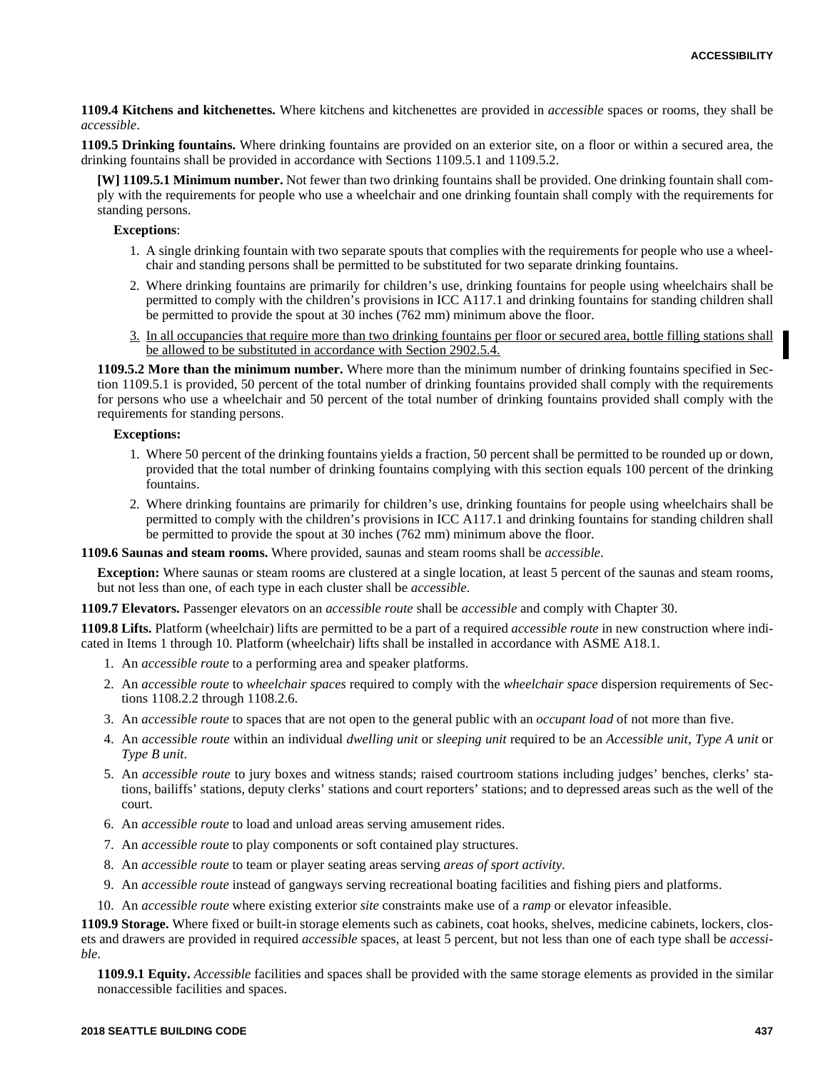**1109.4 Kitchens and kitchenettes.** Where kitchens and kitchenettes are provided in *accessible* spaces or rooms, they shall be *accessible*.

**1109.5 Drinking fountains.** Where drinking fountains are provided on an exterior site, on a floor or within a secured area, the drinking fountains shall be provided in accordance with Sections 1109.5.1 and 1109.5.2.

**[W] 1109.5.1 Minimum number.** Not fewer than two drinking fountains shall be provided. One drinking fountain shall comply with the requirements for people who use a wheelchair and one drinking fountain shall comply with the requirements for standing persons.

**Exceptions**:

1. A single drinking fountain with two separate spouts that complies with the requirements for people who use a wheelchair and standing persons shall be permitted to be substituted for two separate drinking fountains.
2. Where drinking fountains are primarily for children's use, drinking fountains for people using wheelchairs shall be permitted to comply with the children's provisions in ICC A117.1 and drinking fountains for standing children shall be permitted to provide the spout at 30 inches (762 mm) minimum above the floor.
3. <u>In all occupancies that require more than two drinking fountains per floor or secured area, bottle filling stations shall be allowed to be substituted in accordance with Section 2902.5.4.</u>

**1109.5.2 More than the minimum number.** Where more than the minimum number of drinking fountains specified in Section 1109.5.1 is provided, 50 percent of the total number of drinking fountains provided shall comply with the requirements for persons who use a wheelchair and 50 percent of the total number of drinking fountains provided shall comply with the requirements for standing persons.

**Exceptions:**

1. Where 50 percent of the drinking fountains yields a fraction, 50 percent shall be permitted to be rounded up or down, provided that the total number of drinking fountains complying with this section equals 100 percent of the drinking fountains.
2. Where drinking fountains are primarily for children's use, drinking fountains for people using wheelchairs shall be permitted to comply with the children's provisions in ICC A117.1 and drinking fountains for standing children shall be permitted to provide the spout at 30 inches (762 mm) minimum above the floor.

**1109.6 Saunas and steam rooms.** Where provided, saunas and steam rooms shall be *accessible*.

**Exception:** Where saunas or steam rooms are clustered at a single location, at least 5 percent of the saunas and steam rooms, but not less than one, of each type in each cluster shall be *accessible*.

**1109.7 Elevators.** Passenger elevators on an *accessible route* shall be *accessible* and comply with Chapter 30.

**1109.8 Lifts.** Platform (wheelchair) lifts are permitted to be a part of a required *accessible route* in new construction where indicated in Items 1 through 10. Platform (wheelchair) lifts shall be installed in accordance with ASME A18.1.

1. An *accessible route* to a performing area and speaker platforms.
2. An *accessible route* to *wheelchair spaces* required to comply with the *wheelchair space* dispersion requirements of Sections 1108.2.2 through 1108.2.6.
3. An *accessible route* to spaces that are not open to the general public with an *occupant load* of not more than five.
4. An *accessible route* within an individual *dwelling unit* or *sleeping unit* required to be an *Accessible unit*, *Type A unit* or *Type B unit*.
5. An *accessible route* to jury boxes and witness stands; raised courtroom stations including judges' benches, clerks' stations, bailiffs' stations, deputy clerks' stations and court reporters' stations; and to depressed areas such as the well of the court.
6. An *accessible route* to load and unload areas serving amusement rides.
7. An *accessible route* to play components or soft contained play structures.
8. An *accessible route* to team or player seating areas serving *areas of sport activity*.
9. An *accessible route* instead of gangways serving recreational boating facilities and fishing piers and platforms.
10. An *accessible route* where existing exterior *site* constraints make use of a *ramp* or elevator infeasible.

**1109.9 Storage.** Where fixed or built-in storage elements such as cabinets, coat hooks, shelves, medicine cabinets, lockers, closets and drawers are provided in required *accessible* spaces, at least 5 percent, but not less than one of each type shall be *accessible*.

**1109.9.1 Equity.** *Accessible* facilities and spaces shall be provided with the same storage elements as provided in the similar nonaccessible facilities and spaces.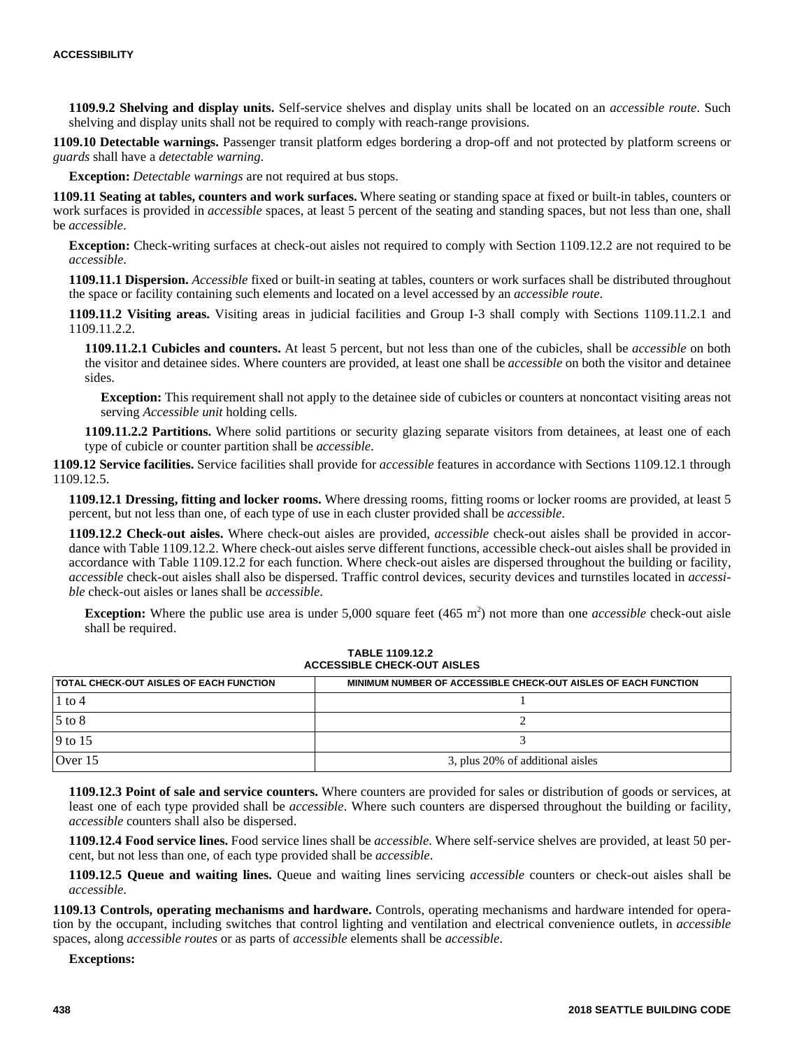**1109.9.2 Shelving and display units.** Self-service shelves and display units shall be located on an *accessible route*. Such shelving and display units shall not be required to comply with reach-range provisions.

**1109.10 Detectable warnings.** Passenger transit platform edges bordering a drop-off and not protected by platform screens or *guards* shall have a *detectable warning*.

**Exception:** *Detectable warnings* are not required at bus stops.

**1109.11 Seating at tables, counters and work surfaces.** Where seating or standing space at fixed or built-in tables, counters or work surfaces is provided in *accessible* spaces, at least 5 percent of the seating and standing spaces, but not less than one, shall be *accessible*.

**Exception:** Check-writing surfaces at check-out aisles not required to comply with Section 1109.12.2 are not required to be *accessible*.

**1109.11.1 Dispersion.** *Accessible* fixed or built-in seating at tables, counters or work surfaces shall be distributed throughout the space or facility containing such elements and located on a level accessed by an *accessible route*.

**1109.11.2 Visiting areas.** Visiting areas in judicial facilities and Group I-3 shall comply with Sections 1109.11.2.1 and 1109.11.2.2.

**1109.11.2.1 Cubicles and counters.** At least 5 percent, but not less than one of the cubicles, shall be *accessible* on both the visitor and detainee sides. Where counters are provided, at least one shall be *accessible* on both the visitor and detainee sides.

**Exception:** This requirement shall not apply to the detainee side of cubicles or counters at noncontact visiting areas not serving *Accessible unit* holding cells.

**1109.11.2.2 Partitions.** Where solid partitions or security glazing separate visitors from detainees, at least one of each type of cubicle or counter partition shall be *accessible*.

**1109.12 Service facilities.** Service facilities shall provide for *accessible* features in accordance with Sections 1109.12.1 through 1109.12.5.

**1109.12.1 Dressing, fitting and locker rooms.** Where dressing rooms, fitting rooms or locker rooms are provided, at least 5 percent, but not less than one, of each type of use in each cluster provided shall be *accessible*.

**1109.12.2 Check-out aisles.** Where check-out aisles are provided, *accessible* check-out aisles shall be provided in accordance with Table 1109.12.2. Where check-out aisles serve different functions, accessible check-out aisles shall be provided in accordance with Table 1109.12.2 for each function. Where check-out aisles are dispersed throughout the building or facility, *accessible* check-out aisles shall also be dispersed. Traffic control devices, security devices and turnstiles located in *accessible* check-out aisles or lanes shall be *accessible*.

**Exception:** Where the public use area is under 5,000 square feet (465 $m^2$) not more than one *accessible* check-out aisle shall be required.

**TABLE 1109.12.2**
**ACCESSIBLE CHECK-OUT AISLES**

| TOTAL CHECK-OUT AISLES OF EACH FUNCTION | MINIMUM NUMBER OF ACCESSIBLE CHECK-OUT AISLES OF EACH FUNCTION |
|---|---|
| 1 to 4 | 1 |
| 5 to 8 | 2 |
| 9 to 15 | 3 |
| Over 15 | 3, plus 20% of additional aisles |

**1109.12.3 Point of sale and service counters.** Where counters are provided for sales or distribution of goods or services, at least one of each type provided shall be *accessible*. Where such counters are dispersed throughout the building or facility, *accessible* counters shall also be dispersed.

**1109.12.4 Food service lines.** Food service lines shall be *accessible*. Where self-service shelves are provided, at least 50 percent, but not less than one, of each type provided shall be *accessible*.

**1109.12.5 Queue and waiting lines.** Queue and waiting lines servicing *accessible* counters or check-out aisles shall be *accessible*.

**1109.13 Controls, operating mechanisms and hardware.** Controls, operating mechanisms and hardware intended for operation by the occupant, including switches that control lighting and ventilation and electrical convenience outlets, in *accessible* spaces, along *accessible routes* or as parts of *accessible* elements shall be *accessible*.

**Exceptions:**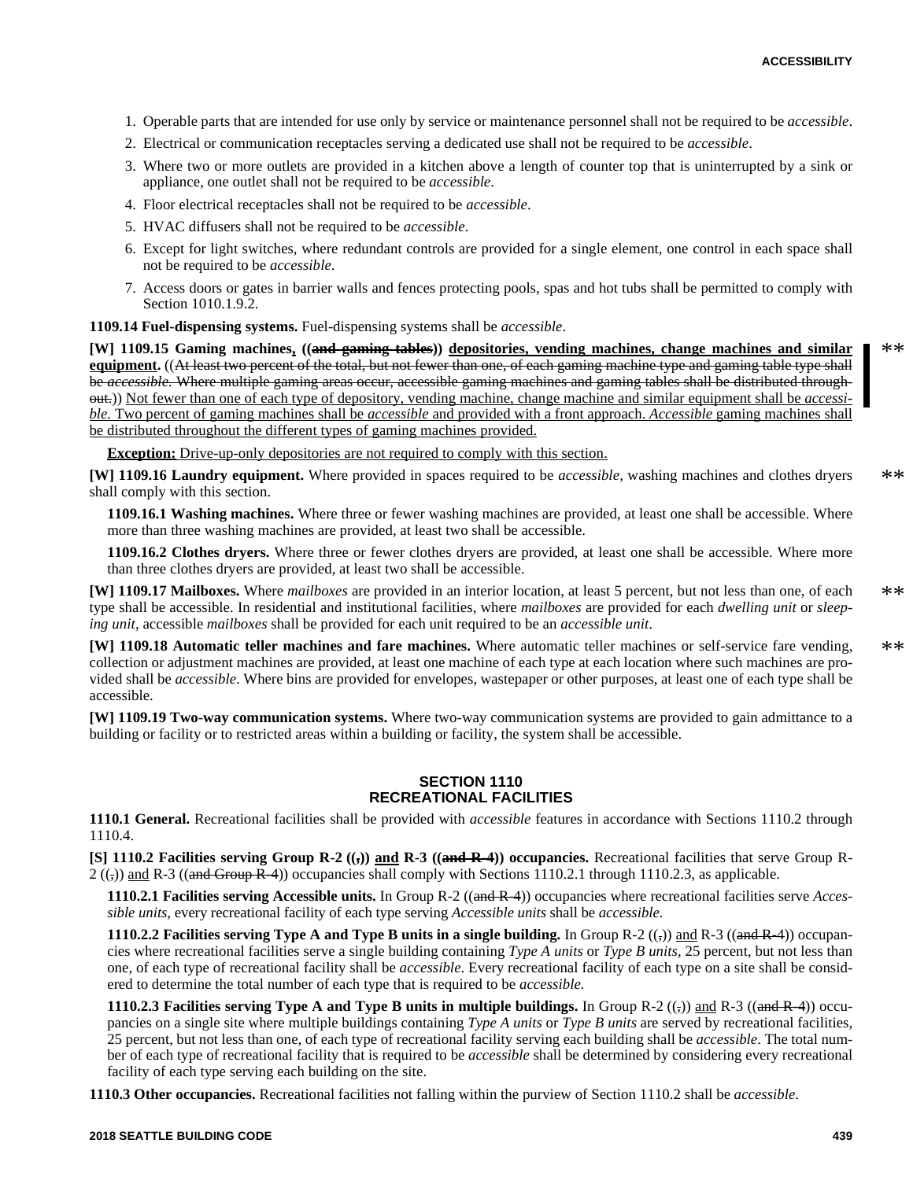1. Operable parts that are intended for use only by service or maintenance personnel shall not be required to be *accessible*.
2. Electrical or communication receptacles serving a dedicated use shall not be required to be *accessible*.
3. Where two or more outlets are provided in a kitchen above a length of counter top that is uninterrupted by a sink or appliance, one outlet shall not be required to be *accessible*.
4. Floor electrical receptacles shall not be required to be *accessible*.
5. HVAC diffusers shall not be required to be *accessible*.
6. Except for light switches, where redundant controls are provided for a single element, one control in each space shall not be required to be *accessible*.
7. Access doors or gates in barrier walls and fences protecting pools, spas and hot tubs shall be permitted to comply with Section 1010.1.9.2.

**1109.14 Fuel-dispensing systems.** Fuel-dispensing systems shall be *accessible*.

**[W] 1109.15 Gaming machines, ((~~and gaming tables~~)) depositories, vending machines, change machines and similar equipment.** ((~~At least two percent of the total, but not fewer than one, of each gaming machine type and gaming table type shall be *accessible*. Where multiple gaming areas occur, accessible gaming machines and gaming tables shall be distributed throughout.~~)) Not fewer than one of each type of depository, vending machine, change machine and similar equipment shall be *accessible*. Two percent of gaming machines shall be *accessible* and provided with a front approach. *Accessible* gaming machines shall be distributed throughout the different types of gaming machines provided.

**Exception:** Drive-up-only depositories are not required to comply with this section.

**[W] 1109.16 Laundry equipment.** Where provided in spaces required to be *accessible*, washing machines and clothes dryers shall comply with this section.

**1109.16.1 Washing machines.** Where three or fewer washing machines are provided, at least one shall be accessible. Where more than three washing machines are provided, at least two shall be accessible.

**1109.16.2 Clothes dryers.** Where three or fewer clothes dryers are provided, at least one shall be accessible. Where more than three clothes dryers are provided, at least two shall be accessible.

**[W] 1109.17 Mailboxes.** Where *mailboxes* are provided in an interior location, at least 5 percent, but not less than one, of each type shall be accessible. In residential and institutional facilities, where *mailboxes* are provided for each *dwelling unit* or *sleeping unit*, accessible *mailboxes* shall be provided for each unit required to be an *accessible unit*.

**[W] 1109.18 Automatic teller machines and fare machines.** Where automatic teller machines or self-service fare vending, collection or adjustment machines are provided, at least one machine of each type at each location where such machines are provided shall be *accessible*. Where bins are provided for envelopes, wastepaper or other purposes, at least one of each type shall be accessible.

**[W] 1109.19 Two-way communication systems.** Where two-way communication systems are provided to gain admittance to a building or facility or to restricted areas within a building or facility, the system shall be accessible.

## SECTION 1110 RECREATIONAL FACILITIES

**1110.1 General.** Recreational facilities shall be provided with *accessible* features in accordance with Sections 1110.2 through 1110.4.

**[S] 1110.2 Facilities serving Group R-2 ((~~,~~)) and R-3 ((~~and R-4~~)) occupancies.** Recreational facilities that serve Group R-2 ((~~,~~)) and R-3 ((~~and Group R-4~~)) occupancies shall comply with Sections 1110.2.1 through 1110.2.3, as applicable.

**1110.2.1 Facilities serving Accessible units.** In Group R-2 ((~~and R-4~~)) occupancies where recreational facilities serve *Accessible units*, every recreational facility of each type serving *Accessible units* shall be *accessible*.

**1110.2.2 Facilities serving Type A and Type B units in a single building.** In Group R-2 ((~~,~~)) and R-3 ((~~and R-4~~)) occupancies where recreational facilities serve a single building containing *Type A units* or *Type B units*, 25 percent, but not less than one, of each type of recreational facility shall be *accessible*. Every recreational facility of each type on a site shall be considered to determine the total number of each type that is required to be *accessible*.

**1110.2.3 Facilities serving Type A and Type B units in multiple buildings.** In Group R-2 ((~~,~~)) and R-3 ((~~and R-4~~)) occupancies on a single site where multiple buildings containing *Type A units* or *Type B units* are served by recreational facilities, 25 percent, but not less than one, of each type of recreational facility serving each building shall be *accessible*. The total number of each type of recreational facility that is required to be *accessible* shall be determined by considering every recreational facility of each type serving each building on the site.

**1110.3 Other occupancies.** Recreational facilities not falling within the purview of Section 1110.2 shall be *accessible*.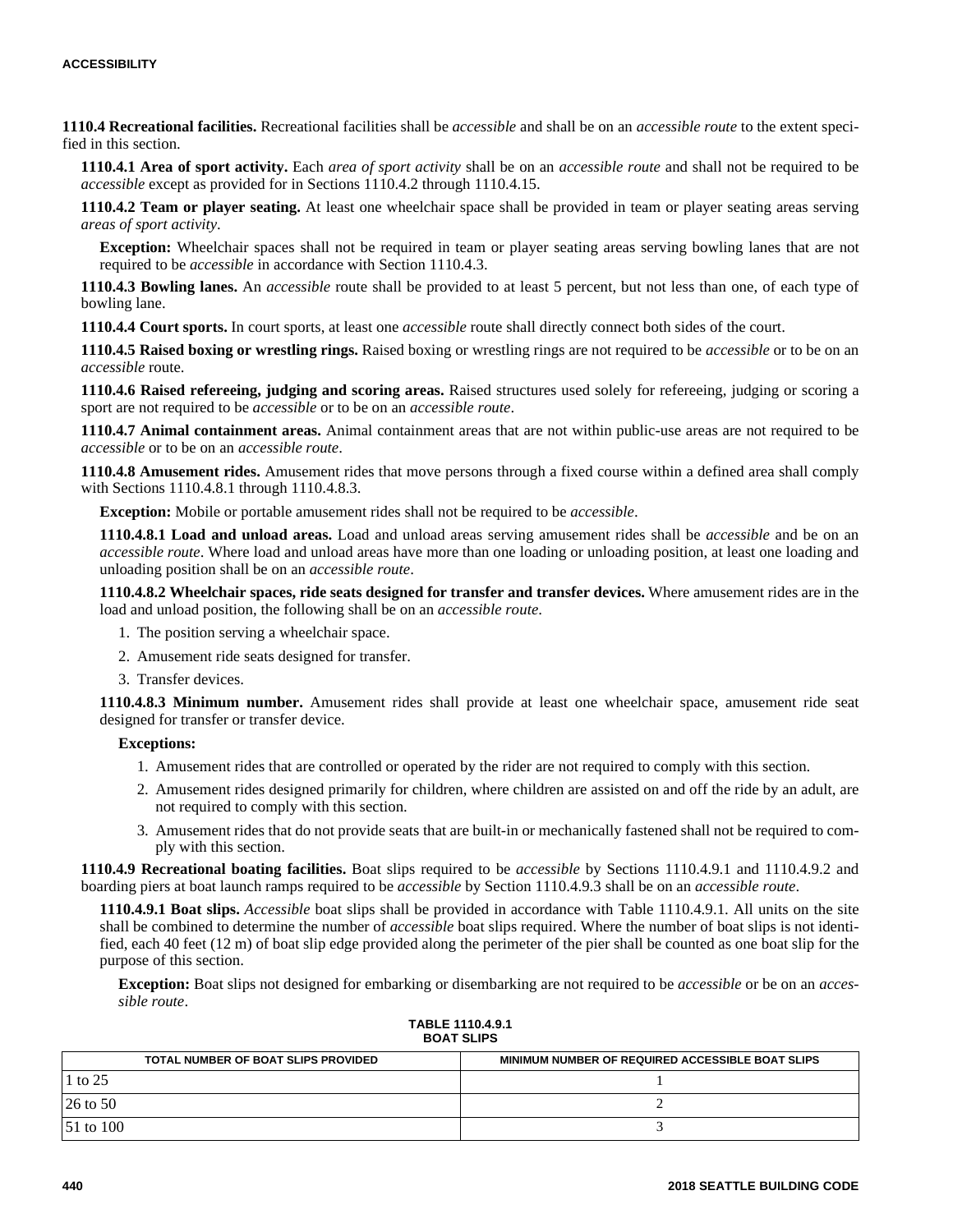**1110.4 Recreational facilities.** Recreational facilities shall be *accessible* and shall be on an *accessible route* to the extent specified in this section.

**1110.4.1 Area of sport activity.** Each *area of sport activity* shall be on an *accessible route* and shall not be required to be *accessible* except as provided for in Sections 1110.4.2 through 1110.4.15.

**1110.4.2 Team or player seating.** At least one wheelchair space shall be provided in team or player seating areas serving *areas of sport activity*.

**Exception:** Wheelchair spaces shall not be required in team or player seating areas serving bowling lanes that are not required to be *accessible* in accordance with Section 1110.4.3.

**1110.4.3 Bowling lanes.** An *accessible* route shall be provided to at least 5 percent, but not less than one, of each type of bowling lane.

**1110.4.4 Court sports.** In court sports, at least one *accessible* route shall directly connect both sides of the court.

**1110.4.5 Raised boxing or wrestling rings.** Raised boxing or wrestling rings are not required to be *accessible* or to be on an *accessible* route.

**1110.4.6 Raised refereeing, judging and scoring areas.** Raised structures used solely for refereeing, judging or scoring a sport are not required to be *accessible* or to be on an *accessible route*.

**1110.4.7 Animal containment areas.** Animal containment areas that are not within public-use areas are not required to be *accessible* or to be on an *accessible route*.

**1110.4.8 Amusement rides.** Amusement rides that move persons through a fixed course within a defined area shall comply with Sections 1110.4.8.1 through 1110.4.8.3.

**Exception:** Mobile or portable amusement rides shall not be required to be *accessible*.

**1110.4.8.1 Load and unload areas.** Load and unload areas serving amusement rides shall be *accessible* and be on an *accessible route*. Where load and unload areas have more than one loading or unloading position, at least one loading and unloading position shall be on an *accessible route*.

**1110.4.8.2 Wheelchair spaces, ride seats designed for transfer and transfer devices.** Where amusement rides are in the load and unload position, the following shall be on an *accessible route*.

1. The position serving a wheelchair space.
2. Amusement ride seats designed for transfer.
3. Transfer devices.

**1110.4.8.3 Minimum number.** Amusement rides shall provide at least one wheelchair space, amusement ride seat designed for transfer or transfer device.

**Exceptions:**

1. Amusement rides that are controlled or operated by the rider are not required to comply with this section.
2. Amusement rides designed primarily for children, where children are assisted on and off the ride by an adult, are not required to comply with this section.
3. Amusement rides that do not provide seats that are built-in or mechanically fastened shall not be required to comply with this section.

**1110.4.9 Recreational boating facilities.** Boat slips required to be *accessible* by Sections 1110.4.9.1 and 1110.4.9.2 and boarding piers at boat launch ramps required to be *accessible* by Section 1110.4.9.3 shall be on an *accessible route*.

**1110.4.9.1 Boat slips.** *Accessible* boat slips shall be provided in accordance with Table 1110.4.9.1. All units on the site shall be combined to determine the number of *accessible* boat slips required. Where the number of boat slips is not identified, each 40 feet (12 m) of boat slip edge provided along the perimeter of the pier shall be counted as one boat slip for the purpose of this section.

**Exception:** Boat slips not designed for embarking or disembarking are not required to be *accessible* or be on an *accessible route*.

**TABLE 1110.4.9.1**
**BOAT SLIPS**

| TOTAL NUMBER OF BOAT SLIPS PROVIDED | MINIMUM NUMBER OF REQUIRED ACCESSIBLE BOAT SLIPS |
|---|---|
| 1 to 25 | 1 |
| 26 to 50 | 2 |
| 51 to 100 | 3 |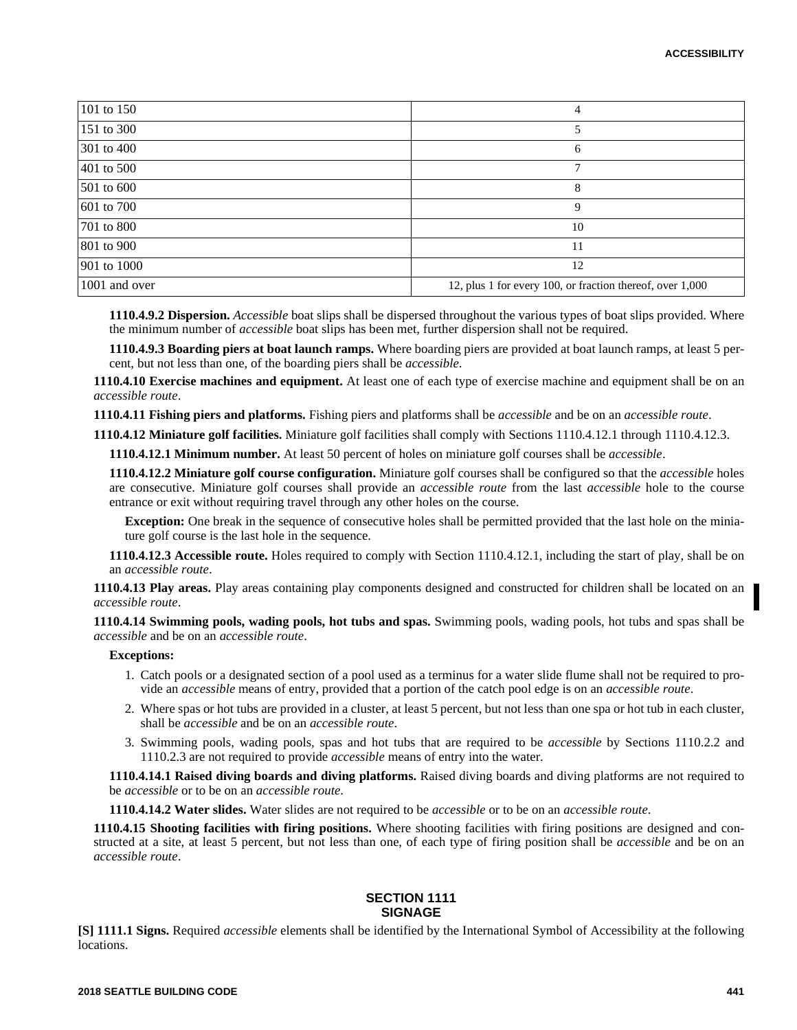| | |
|---|---|
| 101 to 150 | 4 |
| 151 to 300 | 5 |
| 301 to 400 | 6 |
| 401 to 500 | 7 |
| 501 to 600 | 8 |
| 601 to 700 | 9 |
| 701 to 800 | 10 |
| 801 to 900 | 11 |
| 901 to 1000 | 12 |
| 1001 and over | 12, plus 1 for every 100, or fraction thereof, over 1,000 |

**1110.4.9.2 Dispersion.** *Accessible* boat slips shall be dispersed throughout the various types of boat slips provided. Where the minimum number of *accessible* boat slips has been met, further dispersion shall not be required.

**1110.4.9.3 Boarding piers at boat launch ramps.** Where boarding piers are provided at boat launch ramps, at least 5 percent, but not less than one, of the boarding piers shall be *accessible*.

**1110.4.10 Exercise machines and equipment.** At least one of each type of exercise machine and equipment shall be on an *accessible route*.

**1110.4.11 Fishing piers and platforms.** Fishing piers and platforms shall be *accessible* and be on an *accessible route*.

**1110.4.12 Miniature golf facilities.** Miniature golf facilities shall comply with Sections 1110.4.12.1 through 1110.4.12.3.

**1110.4.12.1 Minimum number.** At least 50 percent of holes on miniature golf courses shall be *accessible*.

**1110.4.12.2 Miniature golf course configuration.** Miniature golf courses shall be configured so that the *accessible* holes are consecutive. Miniature golf courses shall provide an *accessible route* from the last *accessible* hole to the course entrance or exit without requiring travel through any other holes on the course.

**Exception:** One break in the sequence of consecutive holes shall be permitted provided that the last hole on the miniature golf course is the last hole in the sequence.

**1110.4.12.3 Accessible route.** Holes required to comply with Section 1110.4.12.1, including the start of play, shall be on an *accessible route*.

**1110.4.13 Play areas.** Play areas containing play components designed and constructed for children shall be located on an *accessible route*.

**1110.4.14 Swimming pools, wading pools, hot tubs and spas.** Swimming pools, wading pools, hot tubs and spas shall be *accessible* and be on an *accessible route*.

**Exceptions:**

1. Catch pools or a designated section of a pool used as a terminus for a water slide flume shall not be required to provide an *accessible* means of entry, provided that a portion of the catch pool edge is on an *accessible route*.
2. Where spas or hot tubs are provided in a cluster, at least 5 percent, but not less than one spa or hot tub in each cluster, shall be *accessible* and be on an *accessible route*.
3. Swimming pools, wading pools, spas and hot tubs that are required to be *accessible* by Sections 1110.2.2 and 1110.2.3 are not required to provide *accessible* means of entry into the water.

**1110.4.14.1 Raised diving boards and diving platforms.** Raised diving boards and diving platforms are not required to be *accessible* or to be on an *accessible route*.

**1110.4.14.2 Water slides.** Water slides are not required to be *accessible* or to be on an *accessible route*.

**1110.4.15 Shooting facilities with firing positions.** Where shooting facilities with firing positions are designed and constructed at a site, at least 5 percent, but not less than one, of each type of firing position shall be *accessible* and be on an *accessible route*.

## SECTION 1111
## SIGNAGE

**[S] 1111.1 Signs.** Required *accessible* elements shall be identified by the International Symbol of Accessibility at the following locations.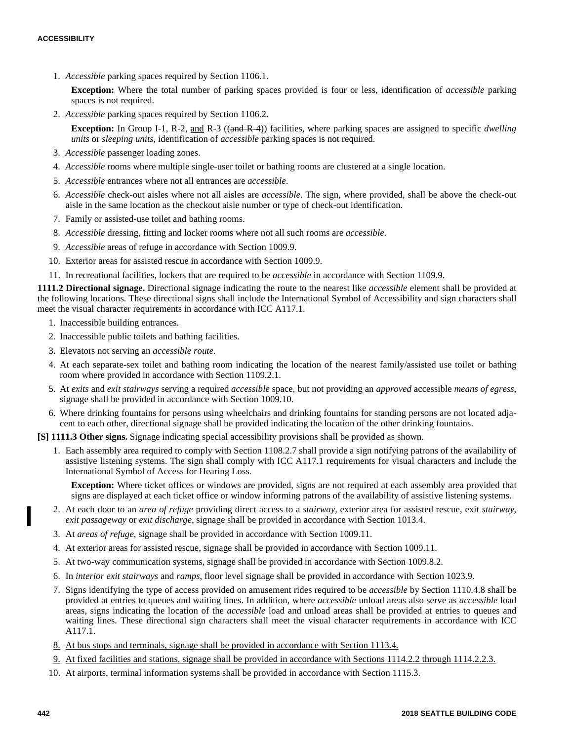1. *Accessible* parking spaces required by Section 1106.1.

   **Exception:** Where the total number of parking spaces provided is four or less, identification of *accessible* parking spaces is not required.

2. *Accessible* parking spaces required by Section 1106.2.

   **Exception:** In Group I-1, R-2, and R-3 ((~~and R-4~~)) facilities, where parking spaces are assigned to specific *dwelling units* or *sleeping units*, identification of *accessible* parking spaces is not required.

3. *Accessible* passenger loading zones.
4. *Accessible* rooms where multiple single-user toilet or bathing rooms are clustered at a single location.
5. *Accessible* entrances where not all entrances are *accessible*.
6. *Accessible* check-out aisles where not all aisles are *accessible*. The sign, where provided, shall be above the check-out aisle in the same location as the checkout aisle number or type of check-out identification.
7. Family or assisted-use toilet and bathing rooms.
8. *Accessible* dressing, fitting and locker rooms where not all such rooms are *accessible*.
9. *Accessible* areas of refuge in accordance with Section 1009.9.
10. Exterior areas for assisted rescue in accordance with Section 1009.9.
11. In recreational facilities, lockers that are required to be *accessible* in accordance with Section 1109.9.

**1111.2 Directional signage.** Directional signage indicating the route to the nearest like *accessible* element shall be provided at the following locations. These directional signs shall include the International Symbol of Accessibility and sign characters shall meet the visual character requirements in accordance with ICC A117.1.

1. Inaccessible building entrances.
2. Inaccessible public toilets and bathing facilities.
3. Elevators not serving an *accessible route*.
4. At each separate-sex toilet and bathing room indicating the location of the nearest family/assisted use toilet or bathing room where provided in accordance with Section 1109.2.1.
5. At *exits* and *exit stairways* serving a required *accessible* space, but not providing an *approved* accessible *means of egress*, signage shall be provided in accordance with Section 1009.10.
6. Where drinking fountains for persons using wheelchairs and drinking fountains for standing persons are not located adjacent to each other, directional signage shall be provided indicating the location of the other drinking fountains.

**[S] 1111.3 Other signs.** Signage indicating special accessibility provisions shall be provided as shown.

1. Each assembly area required to comply with Section 1108.2.7 shall provide a sign notifying patrons of the availability of assistive listening systems. The sign shall comply with ICC A117.1 requirements for visual characters and include the International Symbol of Access for Hearing Loss.

   **Exception:** Where ticket offices or windows are provided, signs are not required at each assembly area provided that signs are displayed at each ticket office or window informing patrons of the availability of assistive listening systems.

2. At each door to an *area of refuge* providing direct access to a *stairway*, exterior area for assisted rescue, exit *stairway*, *exit passageway* or *exit discharge*, signage shall be provided in accordance with Section 1013.4.
3. At *areas of refuge*, signage shall be provided in accordance with Section 1009.11.
4. At exterior areas for assisted rescue, signage shall be provided in accordance with Section 1009.11.
5. At two-way communication systems, signage shall be provided in accordance with Section 1009.8.2.
6. In *interior exit stairways* and *ramps*, floor level signage shall be provided in accordance with Section 1023.9.
7. Signs identifying the type of access provided on amusement rides required to be *accessible* by Section 1110.4.8 shall be provided at entries to queues and waiting lines. In addition, where *accessible* unload areas also serve as *accessible* load areas, signs indicating the location of the *accessible* load and unload areas shall be provided at entries to queues and waiting lines. These directional sign characters shall meet the visual character requirements in accordance with ICC A117.1.
8. At bus stops and terminals, signage shall be provided in accordance with Section 1113.4.
9. At fixed facilities and stations, signage shall be provided in accordance with Sections 1114.2.2 through 1114.2.2.3.
10. At airports, terminal information systems shall be provided in accordance with Section 1115.3.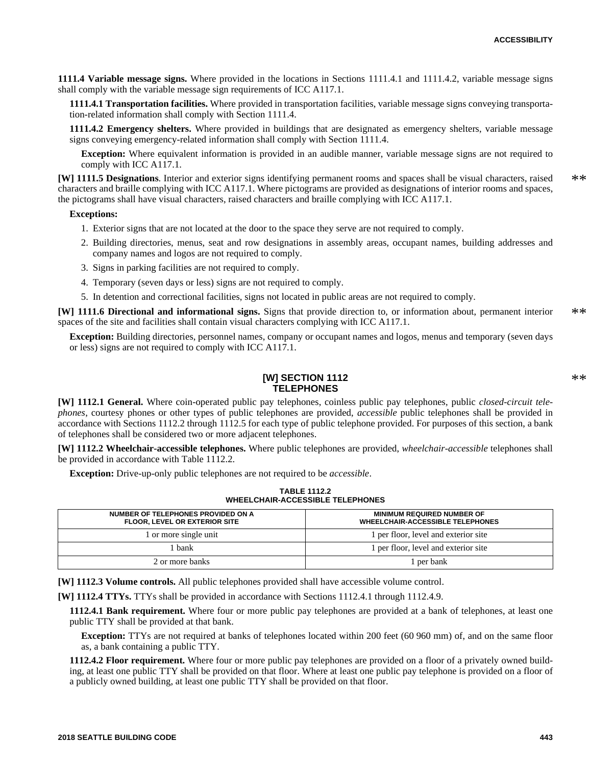**1111.4 Variable message signs.** Where provided in the locations in Sections 1111.4.1 and 1111.4.2, variable message signs shall comply with the variable message sign requirements of ICC A117.1.

**1111.4.1 Transportation facilities.** Where provided in transportation facilities, variable message signs conveying transportation-related information shall comply with Section 1111.4.

**1111.4.2 Emergency shelters.** Where provided in buildings that are designated as emergency shelters, variable message signs conveying emergency-related information shall comply with Section 1111.4.

**Exception:** Where equivalent information is provided in an audible manner, variable message signs are not required to comply with ICC A117.1.

**[W] 1111.5 Designations**. Interior and exterior signs identifying permanent rooms and spaces shall be visual characters, raised characters and braille complying with ICC A117.1. Where pictograms are provided as designations of interior rooms and spaces, the pictograms shall have visual characters, raised characters and braille complying with ICC A117.1. **

**Exceptions:**

1. Exterior signs that are not located at the door to the space they serve are not required to comply.
2. Building directories, menus, seat and row designations in assembly areas, occupant names, building addresses and company names and logos are not required to comply.
3. Signs in parking facilities are not required to comply.
4. Temporary (seven days or less) signs are not required to comply.
5. In detention and correctional facilities, signs not located in public areas are not required to comply.

**[W] 1111.6 Directional and informational signs.** Signs that provide direction to, or information about, permanent interior spaces of the site and facilities shall contain visual characters complying with ICC A117.1. **

**Exception:** Building directories, personnel names, company or occupant names and logos, menus and temporary (seven days or less) signs are not required to comply with ICC A117.1.

## [W] SECTION 1112 TELEPHONES **

**[W] 1112.1 General.** Where coin-operated public pay telephones, coinless public pay telephones, public *closed-circuit telephones*, courtesy phones or other types of public telephones are provided, *accessible* public telephones shall be provided in accordance with Sections 1112.2 through 1112.5 for each type of public telephone provided. For purposes of this section, a bank of telephones shall be considered two or more adjacent telephones.

**[W] 1112.2 Wheelchair-accessible telephones.** Where public telephones are provided, *wheelchair-accessible* telephones shall be provided in accordance with Table 1112.2.

**Exception:** Drive-up-only public telephones are not required to be *accessible*.

**TABLE 1112.2**
**WHEELCHAIR-ACCESSIBLE TELEPHONES**

| NUMBER OF TELEPHONES PROVIDED ON A FLOOR, LEVEL OR EXTERIOR SITE | MINIMUM REQUIRED NUMBER OF WHEELCHAIR-ACCESSIBLE TELEPHONES |
|---|---|
| 1 or more single unit | 1 per floor, level and exterior site |
| 1 bank | 1 per floor, level and exterior site |
| 2 or more banks | 1 per bank |

**[W] 1112.3 Volume controls.** All public telephones provided shall have accessible volume control.

**[W] 1112.4 TTYs.** TTYs shall be provided in accordance with Sections 1112.4.1 through 1112.4.9.

**1112.4.1 Bank requirement.** Where four or more public pay telephones are provided at a bank of telephones, at least one public TTY shall be provided at that bank.

**Exception:** TTYs are not required at banks of telephones located within 200 feet (60 960 mm) of, and on the same floor as, a bank containing a public TTY.

**1112.4.2 Floor requirement.** Where four or more public pay telephones are provided on a floor of a privately owned building, at least one public TTY shall be provided on that floor. Where at least one public pay telephone is provided on a floor of a publicly owned building, at least one public TTY shall be provided on that floor.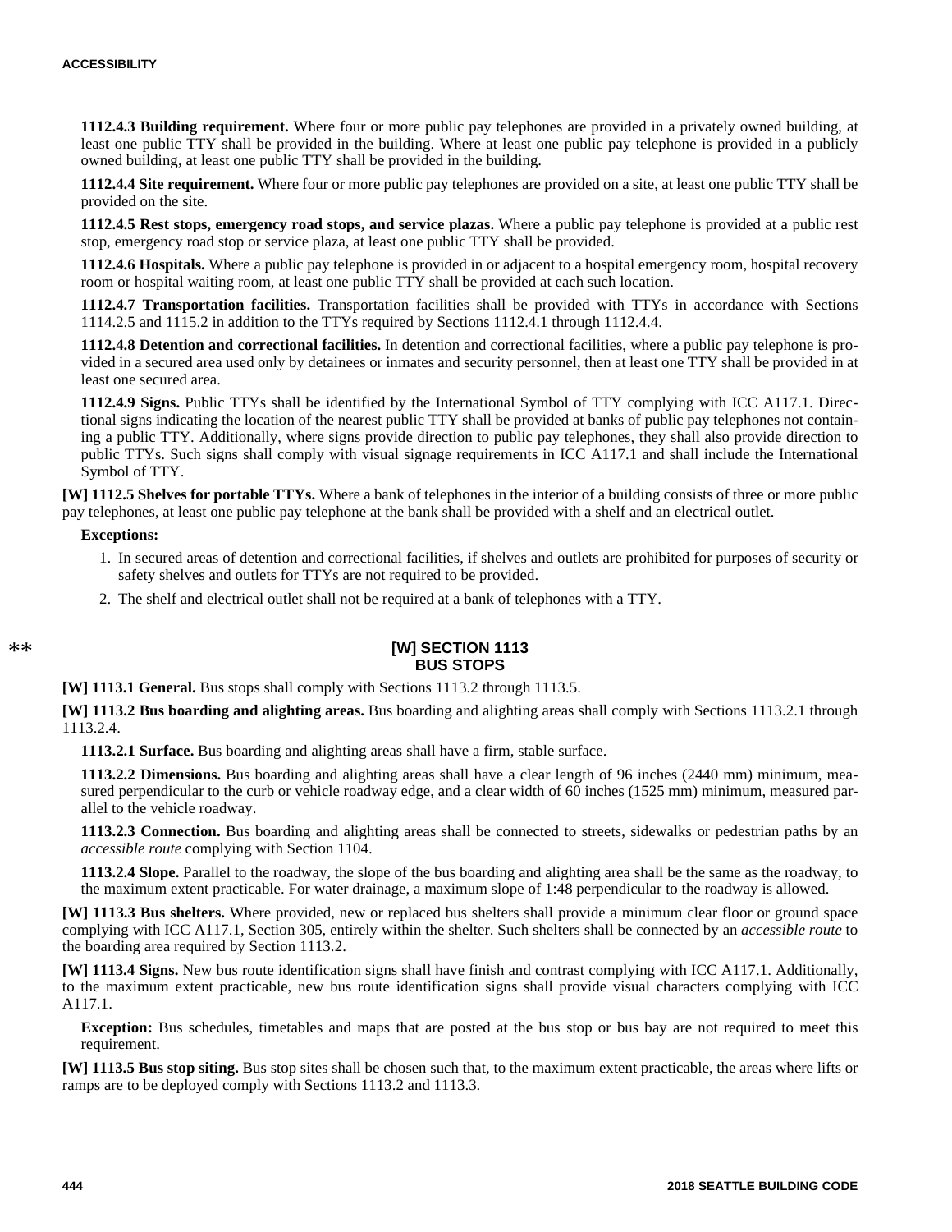**1112.4.3 Building requirement.** Where four or more public pay telephones are provided in a privately owned building, at least one public TTY shall be provided in the building. Where at least one public pay telephone is provided in a publicly owned building, at least one public TTY shall be provided in the building.

**1112.4.4 Site requirement.** Where four or more public pay telephones are provided on a site, at least one public TTY shall be provided on the site.

**1112.4.5 Rest stops, emergency road stops, and service plazas.** Where a public pay telephone is provided at a public rest stop, emergency road stop or service plaza, at least one public TTY shall be provided.

**1112.4.6 Hospitals.** Where a public pay telephone is provided in or adjacent to a hospital emergency room, hospital recovery room or hospital waiting room, at least one public TTY shall be provided at each such location.

**1112.4.7 Transportation facilities.** Transportation facilities shall be provided with TTYs in accordance with Sections 1114.2.5 and 1115.2 in addition to the TTYs required by Sections 1112.4.1 through 1112.4.4.

**1112.4.8 Detention and correctional facilities.** In detention and correctional facilities, where a public pay telephone is provided in a secured area used only by detainees or inmates and security personnel, then at least one TTY shall be provided in at least one secured area.

**1112.4.9 Signs.** Public TTYs shall be identified by the International Symbol of TTY complying with ICC A117.1. Directional signs indicating the location of the nearest public TTY shall be provided at banks of public pay telephones not containing a public TTY. Additionally, where signs provide direction to public pay telephones, they shall also provide direction to public TTYs. Such signs shall comply with visual signage requirements in ICC A117.1 and shall include the International Symbol of TTY.

**[W] 1112.5 Shelves for portable TTYs.** Where a bank of telephones in the interior of a building consists of three or more public pay telephones, at least one public pay telephone at the bank shall be provided with a shelf and an electrical outlet.

**Exceptions:**

1. In secured areas of detention and correctional facilities, if shelves and outlets are prohibited for purposes of security or safety shelves and outlets for TTYs are not required to be provided.
2. The shelf and electrical outlet shall not be required at a bank of telephones with a TTY.

## [W] SECTION 1113 BUS STOPS

**[W] 1113.1 General.** Bus stops shall comply with Sections 1113.2 through 1113.5.

**[W] 1113.2 Bus boarding and alighting areas.** Bus boarding and alighting areas shall comply with Sections 1113.2.1 through 1113.2.4.

**1113.2.1 Surface.** Bus boarding and alighting areas shall have a firm, stable surface.

**1113.2.2 Dimensions.** Bus boarding and alighting areas shall have a clear length of 96 inches (2440 mm) minimum, measured perpendicular to the curb or vehicle roadway edge, and a clear width of 60 inches (1525 mm) minimum, measured parallel to the vehicle roadway.

**1113.2.3 Connection.** Bus boarding and alighting areas shall be connected to streets, sidewalks or pedestrian paths by an *accessible route* complying with Section 1104.

**1113.2.4 Slope.** Parallel to the roadway, the slope of the bus boarding and alighting area shall be the same as the roadway, to the maximum extent practicable. For water drainage, a maximum slope of 1:48 perpendicular to the roadway is allowed.

**[W] 1113.3 Bus shelters.** Where provided, new or replaced bus shelters shall provide a minimum clear floor or ground space complying with ICC A117.1, Section 305, entirely within the shelter. Such shelters shall be connected by an *accessible route* to the boarding area required by Section 1113.2.

**[W] 1113.4 Signs.** New bus route identification signs shall have finish and contrast complying with ICC A117.1. Additionally, to the maximum extent practicable, new bus route identification signs shall provide visual characters complying with ICC A117.1.

**Exception:** Bus schedules, timetables and maps that are posted at the bus stop or bus bay are not required to meet this requirement.

**[W] 1113.5 Bus stop siting.** Bus stop sites shall be chosen such that, to the maximum extent practicable, the areas where lifts or ramps are to be deployed comply with Sections 1113.2 and 1113.3.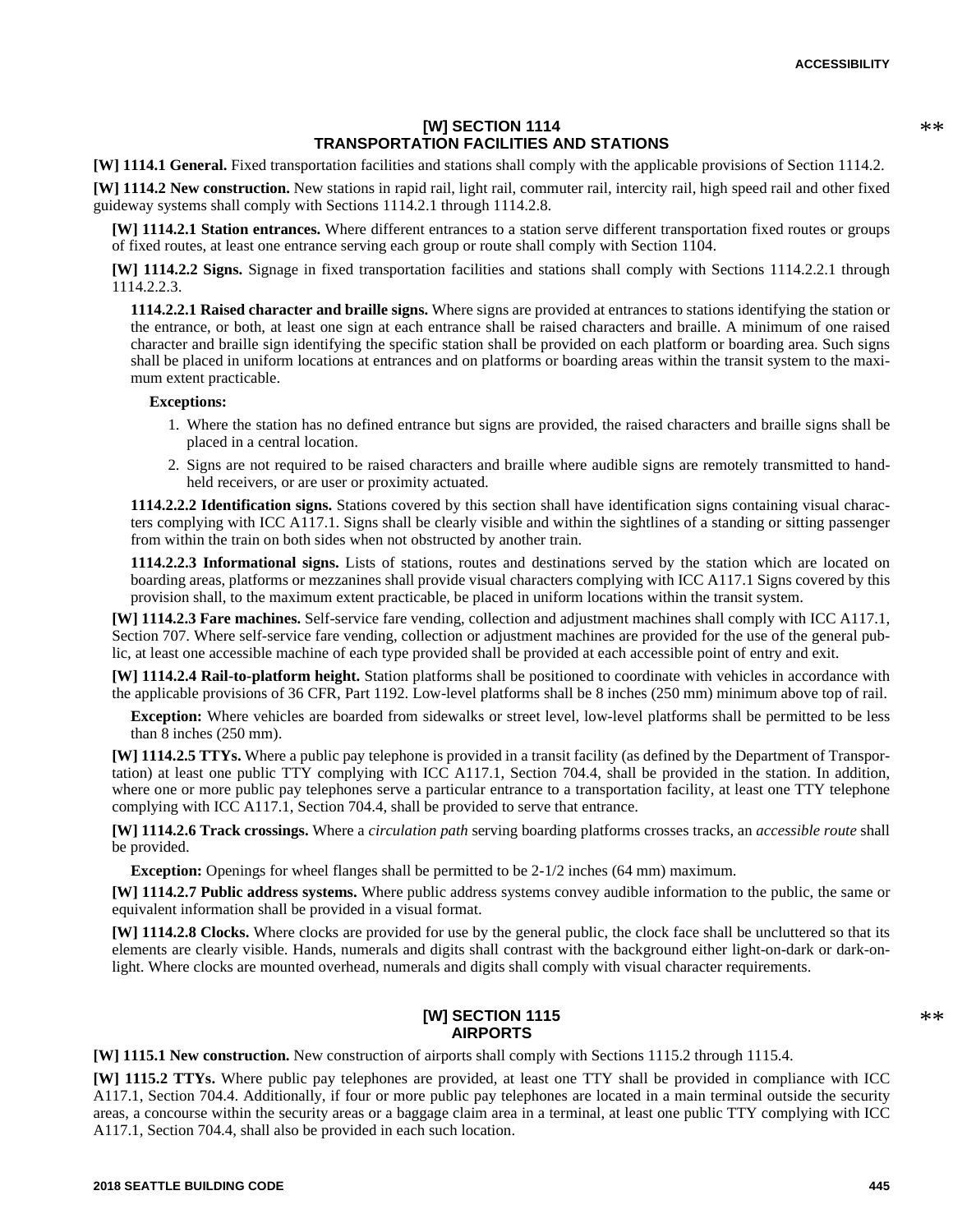## [W] SECTION 1114 TRANSPORTATION FACILITIES AND STATIONS

**[W] 1114.1 General.** Fixed transportation facilities and stations shall comply with the applicable provisions of Section 1114.2.

**[W] 1114.2 New construction.** New stations in rapid rail, light rail, commuter rail, intercity rail, high speed rail and other fixed guideway systems shall comply with Sections 1114.2.1 through 1114.2.8.

**[W] 1114.2.1 Station entrances.** Where different entrances to a station serve different transportation fixed routes or groups of fixed routes, at least one entrance serving each group or route shall comply with Section 1104.

**[W] 1114.2.2 Signs.** Signage in fixed transportation facilities and stations shall comply with Sections 1114.2.2.1 through 1114.2.2.3.

**1114.2.2.1 Raised character and braille signs.** Where signs are provided at entrances to stations identifying the station or the entrance, or both, at least one sign at each entrance shall be raised characters and braille. A minimum of one raised character and braille sign identifying the specific station shall be provided on each platform or boarding area. Such signs shall be placed in uniform locations at entrances and on platforms or boarding areas within the transit system to the maximum extent practicable.

**Exceptions:**

1. Where the station has no defined entrance but signs are provided, the raised characters and braille signs shall be placed in a central location.
2. Signs are not required to be raised characters and braille where audible signs are remotely transmitted to hand-held receivers, or are user or proximity actuated.

**1114.2.2.2 Identification signs.** Stations covered by this section shall have identification signs containing visual characters complying with ICC A117.1. Signs shall be clearly visible and within the sightlines of a standing or sitting passenger from within the train on both sides when not obstructed by another train.

**1114.2.2.3 Informational signs.** Lists of stations, routes and destinations served by the station which are located on boarding areas, platforms or mezzanines shall provide visual characters complying with ICC A117.1 Signs covered by this provision shall, to the maximum extent practicable, be placed in uniform locations within the transit system.

**[W] 1114.2.3 Fare machines.** Self-service fare vending, collection and adjustment machines shall comply with ICC A117.1, Section 707. Where self-service fare vending, collection or adjustment machines are provided for the use of the general public, at least one accessible machine of each type provided shall be provided at each accessible point of entry and exit.

**[W] 1114.2.4 Rail-to-platform height.** Station platforms shall be positioned to coordinate with vehicles in accordance with the applicable provisions of 36 CFR, Part 1192. Low-level platforms shall be 8 inches (250 mm) minimum above top of rail.

**Exception:** Where vehicles are boarded from sidewalks or street level, low-level platforms shall be permitted to be less than 8 inches (250 mm).

**[W] 1114.2.5 TTYs.** Where a public pay telephone is provided in a transit facility (as defined by the Department of Transportation) at least one public TTY complying with ICC A117.1, Section 704.4, shall be provided in the station. In addition, where one or more public pay telephones serve a particular entrance to a transportation facility, at least one TTY telephone complying with ICC A117.1, Section 704.4, shall be provided to serve that entrance.

**[W] 1114.2.6 Track crossings.** Where a *circulation path* serving boarding platforms crosses tracks, an *accessible route* shall be provided.

**Exception:** Openings for wheel flanges shall be permitted to be 2-1/2 inches (64 mm) maximum.

**[W] 1114.2.7 Public address systems.** Where public address systems convey audible information to the public, the same or equivalent information shall be provided in a visual format.

**[W] 1114.2.8 Clocks.** Where clocks are provided for use by the general public, the clock face shall be uncluttered so that its elements are clearly visible. Hands, numerals and digits shall contrast with the background either light-on-dark or dark-on-light. Where clocks are mounted overhead, numerals and digits shall comply with visual character requirements.

## [W] SECTION 1115 AIRPORTS

**[W] 1115.1 New construction.** New construction of airports shall comply with Sections 1115.2 through 1115.4.

**[W] 1115.2 TTYs.** Where public pay telephones are provided, at least one TTY shall be provided in compliance with ICC A117.1, Section 704.4. Additionally, if four or more public pay telephones are located in a main terminal outside the security areas, a concourse within the security areas or a baggage claim area in a terminal, at least one public TTY complying with ICC A117.1, Section 704.4, shall also be provided in each such location.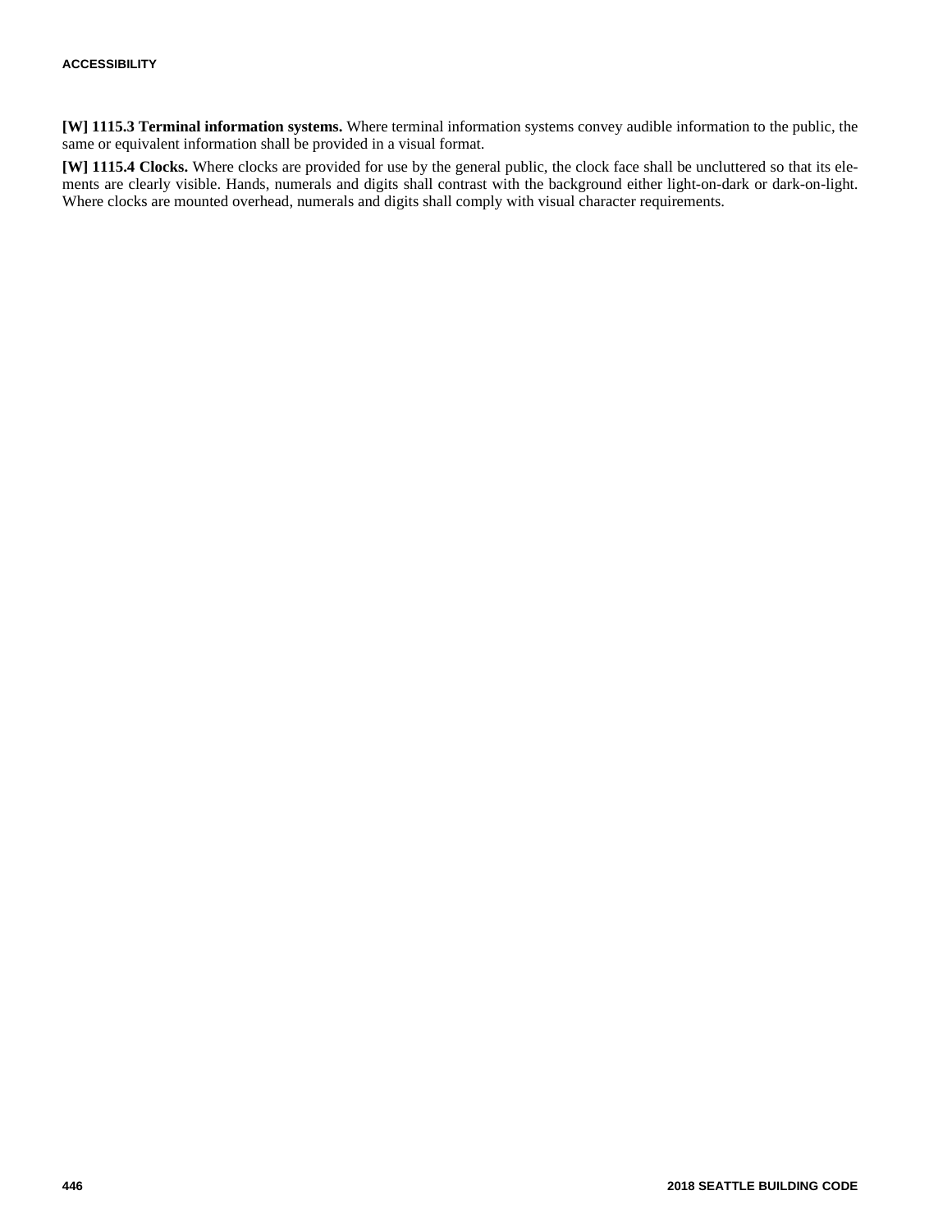**[W] 1115.3 Terminal information systems.** Where terminal information systems convey audible information to the public, the same or equivalent information shall be provided in a visual format.

**[W] 1115.4 Clocks.** Where clocks are provided for use by the general public, the clock face shall be uncluttered so that its elements are clearly visible. Hands, numerals and digits shall contrast with the background either light-on-dark or dark-on-light. Where clocks are mounted overhead, numerals and digits shall comply with visual character requirements.